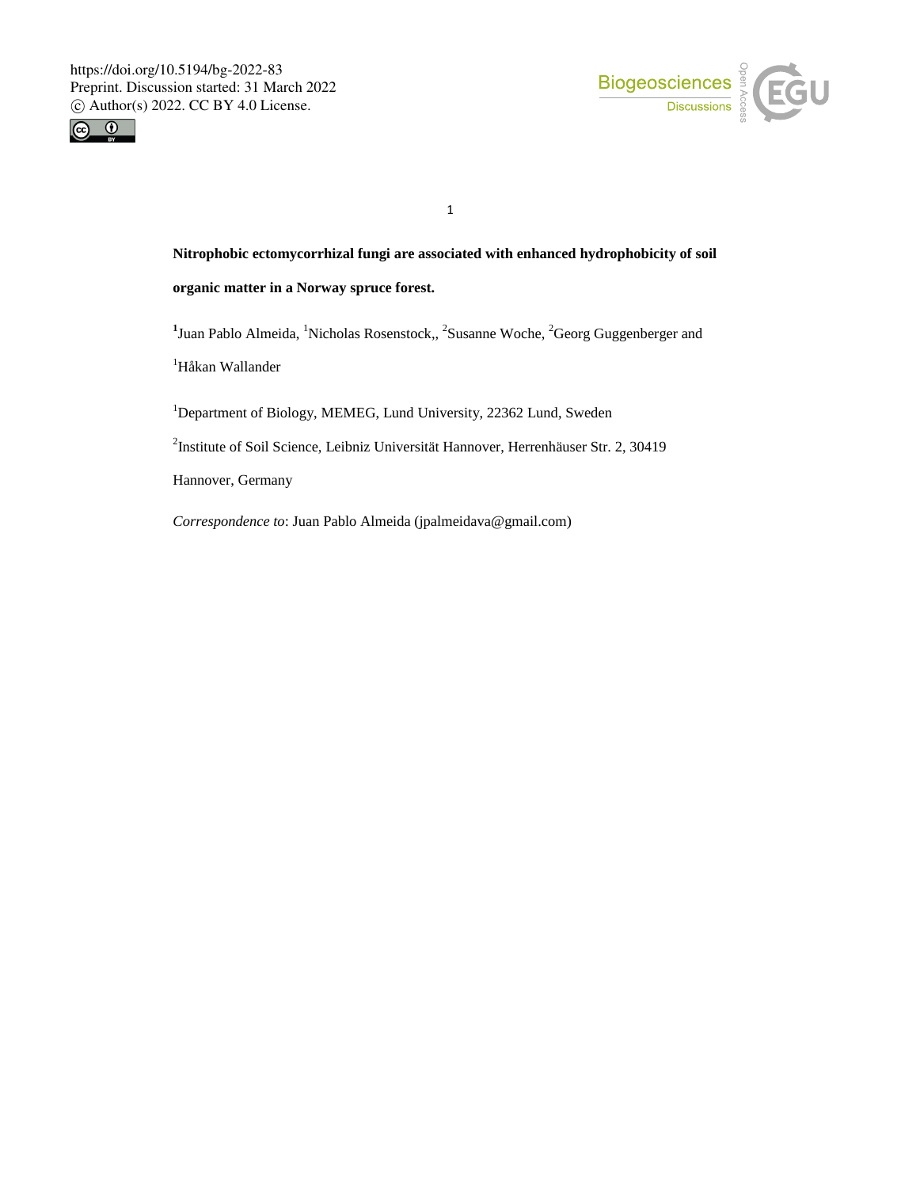# Nitrophobic ectomycorrhizal fungi are associated with enhanced hydrophobicity of soil organic matter in a Norway spruce forest.

[1]Juan Pablo Almeida, [1]Nicholas Rosenstock,, [2]Susanne Woche, [2]Georg Guggenberger and [1]Håkan Wallander

[1]Department of Biology, MEMEG, Lund University, 22362 Lund, Sweden

[2]Institute of Soil Science, Leibniz Universität Hannover, Herrenhäuser Str. 2, 30419 Hannover, Germany

*Correspondence to*: Juan Pablo Almeida (jpalmeidava@gmail.com)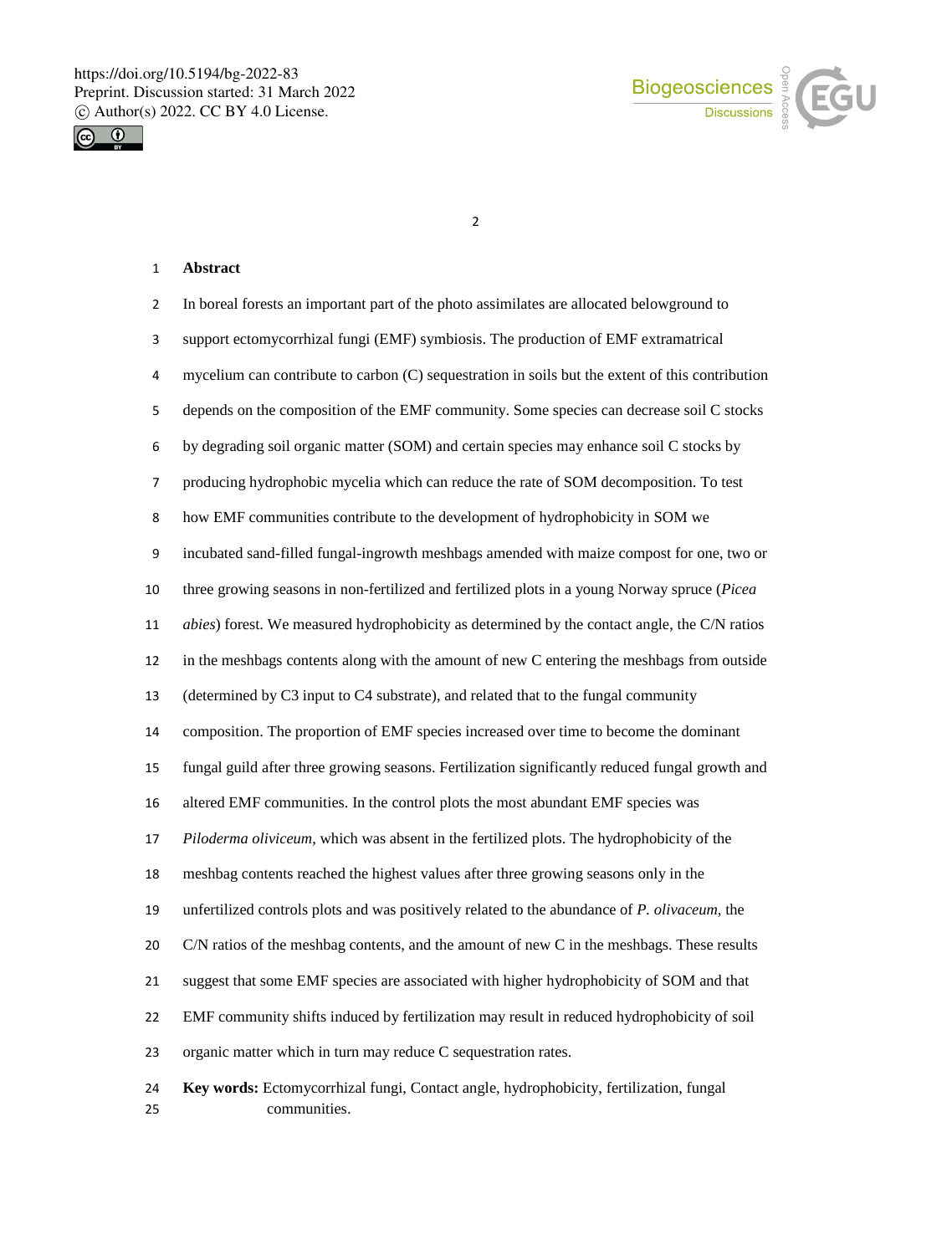## Abstract

In boreal forests an important part of the photo assimilates are allocated belowground to support ectomycorrhizal fungi (EMF) symbiosis. The production of EMF extramatrical mycelium can contribute to carbon (C) sequestration in soils but the extent of this contribution depends on the composition of the EMF community. Some species can decrease soil C stocks by degrading soil organic matter (SOM) and certain species may enhance soil C stocks by producing hydrophobic mycelia which can reduce the rate of SOM decomposition. To test how EMF communities contribute to the development of hydrophobicity in SOM we incubated sand-filled fungal-ingrowth meshbags amended with maize compost for one, two or three growing seasons in non-fertilized and fertilized plots in a young Norway spruce (*Picea abies*) forest. We measured hydrophobicity as determined by the contact angle, the C/N ratios in the meshbags contents along with the amount of new C entering the meshbags from outside (determined by C3 input to C4 substrate), and related that to the fungal community composition. The proportion of EMF species increased over time to become the dominant fungal guild after three growing seasons. Fertilization significantly reduced fungal growth and altered EMF communities. In the control plots the most abundant EMF species was *Piloderma oliviceum*, which was absent in the fertilized plots. The hydrophobicity of the meshbag contents reached the highest values after three growing seasons only in the unfertilized controls plots and was positively related to the abundance of *P. olivaceum,* the C/N ratios of the meshbag contents, and the amount of new C in the meshbags. These results suggest that some EMF species are associated with higher hydrophobicity of SOM and that EMF community shifts induced by fertilization may result in reduced hydrophobicity of soil organic matter which in turn may reduce C sequestration rates.

**Key words:** Ectomycorrhizal fungi, Contact angle, hydrophobicity, fertilization, fungal communities.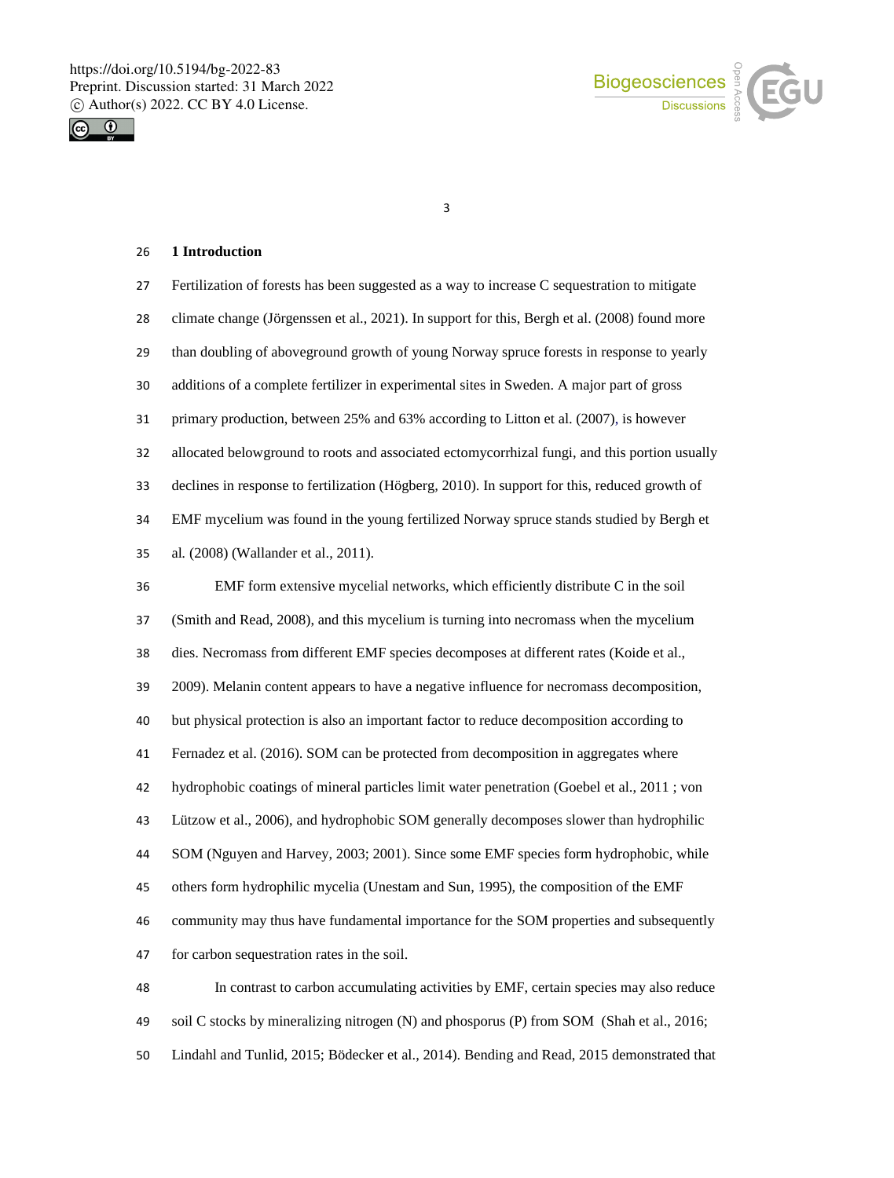# 1 Introduction

Fertilization of forests has been suggested as a way to increase C sequestration to mitigate climate change (Jörgenssen et al., 2021). In support for this, Bergh et al. (2008) found more than doubling of aboveground growth of young Norway spruce forests in response to yearly additions of a complete fertilizer in experimental sites in Sweden. A major part of gross primary production, between 25% and 63% according to Litton et al. (2007), is however allocated belowground to roots and associated ectomycorrhizal fungi, and this portion usually declines in response to fertilization (Högberg, 2010). In support for this, reduced growth of EMF mycelium was found in the young fertilized Norway spruce stands studied by Bergh et al. (2008) (Wallander et al., 2011).

EMF form extensive mycelial networks, which efficiently distribute C in the soil (Smith and Read, 2008), and this mycelium is turning into necromass when the mycelium dies. Necromass from different EMF species decomposes at different rates (Koide et al., 2009). Melanin content appears to have a negative influence for necromass decomposition, but physical protection is also an important factor to reduce decomposition according to Fernadez et al. (2016). SOM can be protected from decomposition in aggregates where hydrophobic coatings of mineral particles limit water penetration (Goebel et al., 2011 ; von Lützow et al., 2006), and hydrophobic SOM generally decomposes slower than hydrophilic SOM (Nguyen and Harvey, 2003; 2001). Since some EMF species form hydrophobic, while others form hydrophilic mycelia (Unestam and Sun, 1995), the composition of the EMF community may thus have fundamental importance for the SOM properties and subsequently for carbon sequestration rates in the soil.

In contrast to carbon accumulating activities by EMF, certain species may also reduce soil C stocks by mineralizing nitrogen (N) and phosporus (P) from SOM (Shah et al., 2016; Lindahl and Tunlid, 2015; Bödecker et al., 2014). Bending and Read, 2015 demonstrated that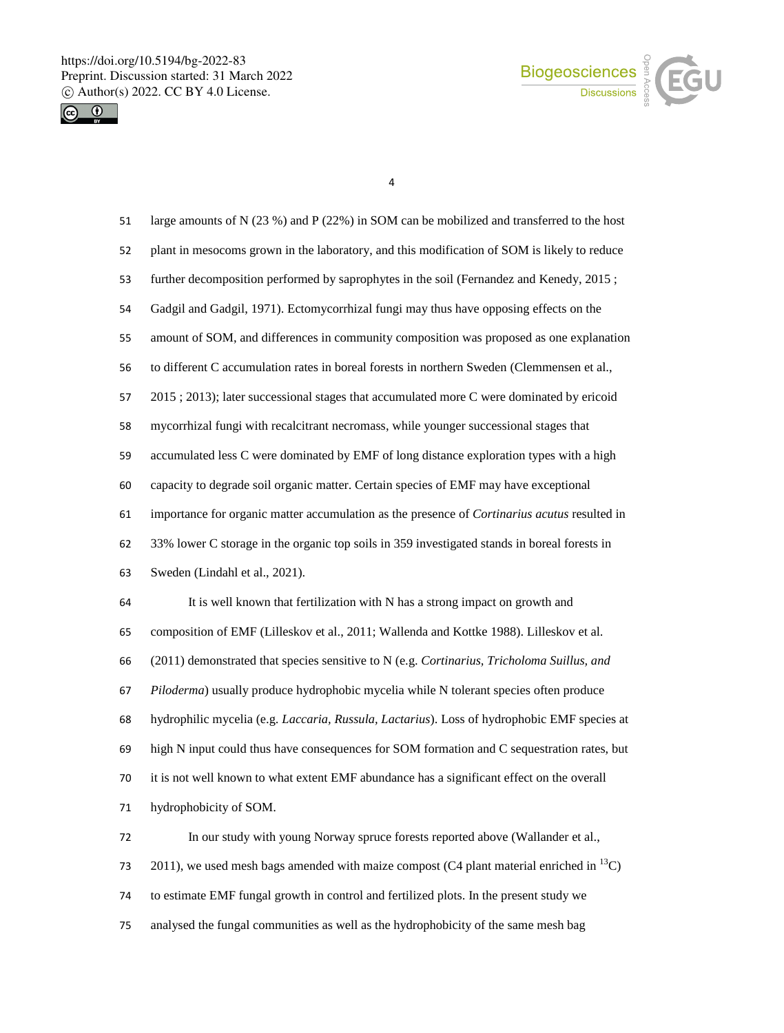large amounts of N (23 %) and P (22%) in SOM can be mobilized and transferred to the host plant in mesocoms grown in the laboratory, and this modification of SOM is likely to reduce further decomposition performed by saprophytes in the soil (Fernandez and Kenedy, 2015 ; Gadgil and Gadgil, 1971). Ectomycorrhizal fungi may thus have opposing effects on the amount of SOM, and differences in community composition was proposed as one explanation to different C accumulation rates in boreal forests in northern Sweden (Clemmensen et al., 2015 ; 2013); later successional stages that accumulated more C were dominated by ericoid mycorrhizal fungi with recalcitrant necromass, while younger successional stages that accumulated less C were dominated by EMF of long distance exploration types with a high capacity to degrade soil organic matter. Certain species of EMF may have exceptional importance for organic matter accumulation as the presence of *Cortinarius acutus* resulted in 33% lower C storage in the organic top soils in 359 investigated stands in boreal forests in Sweden (Lindahl et al., 2021).

It is well known that fertilization with N has a strong impact on growth and composition of EMF (Lilleskov et al., 2011; Wallenda and Kottke 1988). Lilleskov et al. (2011) demonstrated that species sensitive to N (e.g. *Cortinarius, Tricholoma Suillus, and Piloderma*) usually produce hydrophobic mycelia while N tolerant species often produce hydrophilic mycelia (e.g. *Laccaria, Russula, Lactarius*). Loss of hydrophobic EMF species at high N input could thus have consequences for SOM formation and C sequestration rates, but it is not well known to what extent EMF abundance has a significant effect on the overall hydrophobicity of SOM.

In our study with young Norway spruce forests reported above (Wallander et al., 2011), we used mesh bags amended with maize compost (C4 plant material enriched in $^{13}$C) to estimate EMF fungal growth in control and fertilized plots. In the present study we analysed the fungal communities as well as the hydrophobicity of the same mesh bag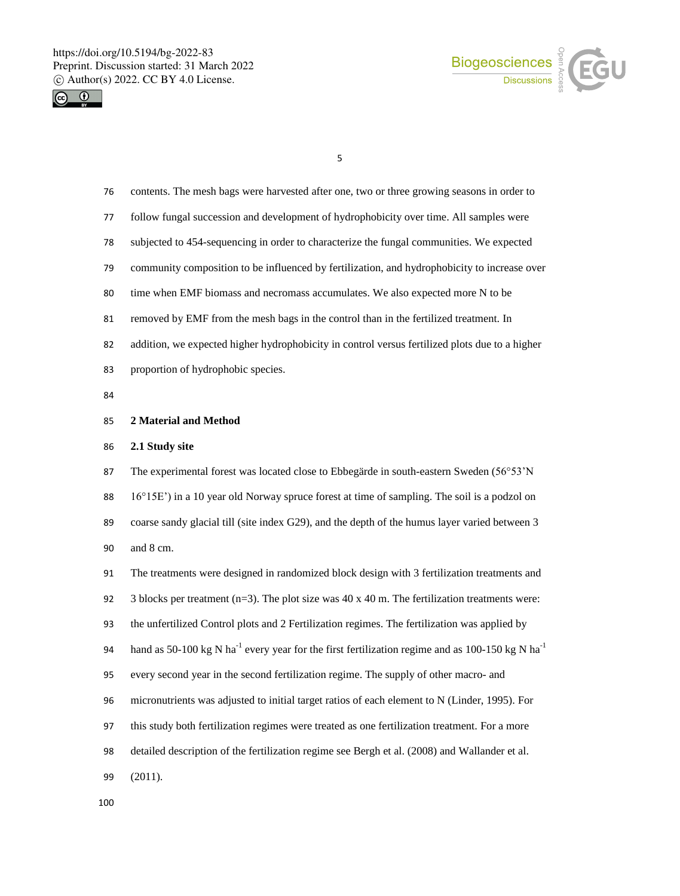contents. The mesh bags were harvested after one, two or three growing seasons in order to follow fungal succession and development of hydrophobicity over time. All samples were subjected to 454-sequencing in order to characterize the fungal communities. We expected community composition to be influenced by fertilization, and hydrophobicity to increase over time when EMF biomass and necromass accumulates. We also expected more N to be removed by EMF from the mesh bags in the control than in the fertilized treatment. In addition, we expected higher hydrophobicity in control versus fertilized plots due to a higher proportion of hydrophobic species.

## 2 Material and Method

### 2.1 Study site

The experimental forest was located close to Ebbegärde in south-eastern Sweden (56°53'N 16°15E') in a 10 year old Norway spruce forest at time of sampling. The soil is a podzol on coarse sandy glacial till (site index G29), and the depth of the humus layer varied between 3 and 8 cm.

The treatments were designed in randomized block design with 3 fertilization treatments and 3 blocks per treatment (n=3). The plot size was 40 x 40 m. The fertilization treatments were: the unfertilized Control plots and 2 Fertilization regimes. The fertilization was applied by hand as 50-100 kg N $ha^{-1}$ every year for the first fertilization regime and as 100-150 kg N $ha^{-1}$ every second year in the second fertilization regime. The supply of other macro- and micronutrients was adjusted to initial target ratios of each element to N (Linder, 1995). For this study both fertilization regimes were treated as one fertilization treatment. For a more detailed description of the fertilization regime see Bergh et al. (2008) and Wallander et al. (2011).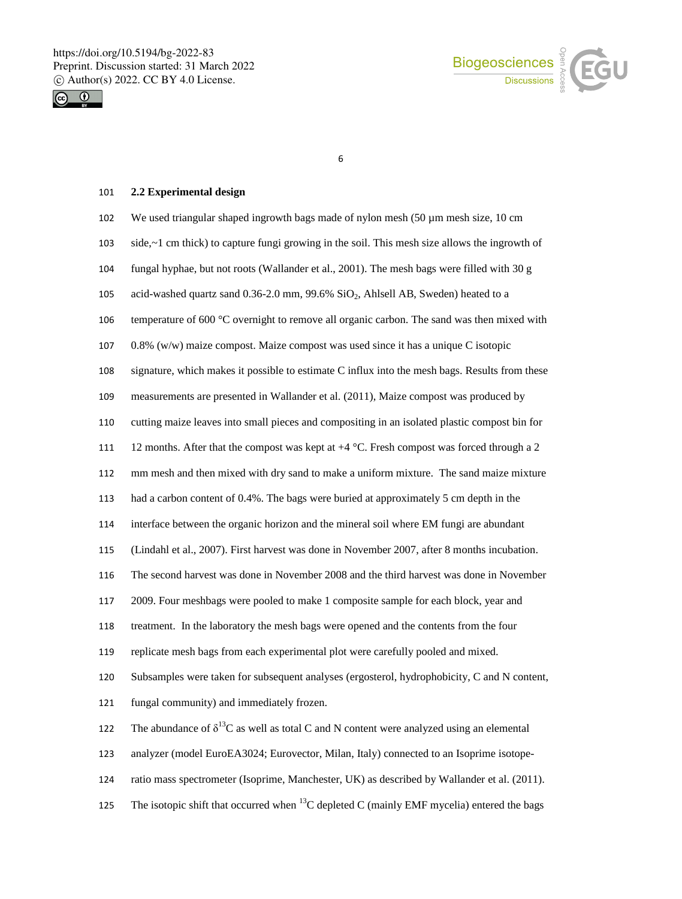### 2.2 Experimental design

We used triangular shaped ingrowth bags made of nylon mesh (50 µm mesh size, 10 cm side,~1 cm thick) to capture fungi growing in the soil. This mesh size allows the ingrowth of fungal hyphae, but not roots (Wallander et al., 2001). The mesh bags were filled with 30 g acid-washed quartz sand 0.36-2.0 mm, 99.6% $SiO_2$, Ahlsell AB, Sweden) heated to a temperature of 600 °C overnight to remove all organic carbon. The sand was then mixed with 0.8% (w/w) maize compost. Maize compost was used since it has a unique C isotopic signature, which makes it possible to estimate C influx into the mesh bags. Results from these measurements are presented in Wallander et al. (2011), Maize compost was produced by cutting maize leaves into small pieces and compositing in an isolated plastic compost bin for 12 months. After that the compost was kept at +4 °C. Fresh compost was forced through a 2 mm mesh and then mixed with dry sand to make a uniform mixture. The sand maize mixture had a carbon content of 0.4%. The bags were buried at approximately 5 cm depth in the interface between the organic horizon and the mineral soil where EM fungi are abundant (Lindahl et al., 2007). First harvest was done in November 2007, after 8 months incubation. The second harvest was done in November 2008 and the third harvest was done in November 2009. Four meshbags were pooled to make 1 composite sample for each block, year and treatment. In the laboratory the mesh bags were opened and the contents from the four replicate mesh bags from each experimental plot were carefully pooled and mixed. Subsamples were taken for subsequent analyses (ergosterol, hydrophobicity, C and N content, fungal community) and immediately frozen.

The abundance of $\delta^{13}C$ as well as total C and N content were analyzed using an elemental analyzer (model EuroEA3024; Eurovector, Milan, Italy) connected to an Isoprime isotope-ratio mass spectrometer (Isoprime, Manchester, UK) as described by Wallander et al. (2011). The isotopic shift that occurred when $^{13}C$ depleted C (mainly EMF mycelia) entered the bags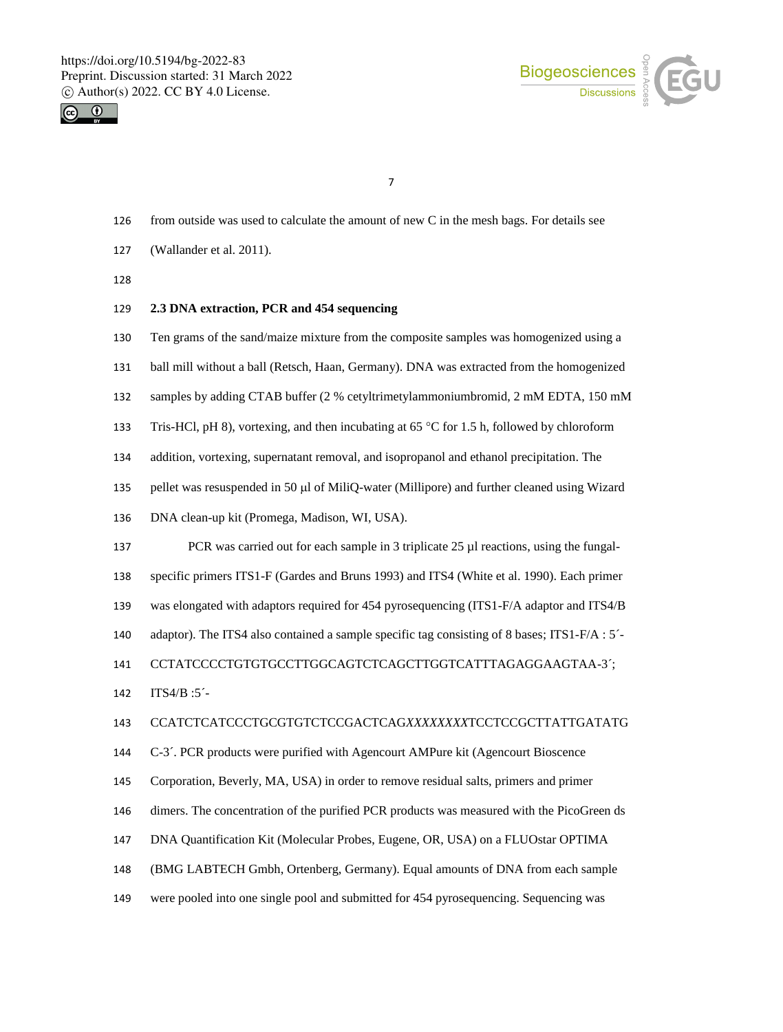from outside was used to calculate the amount of new C in the mesh bags. For details see (Wallander et al. 2011).

### 2.3 DNA extraction, PCR and 454 sequencing

Ten grams of the sand/maize mixture from the composite samples was homogenized using a ball mill without a ball (Retsch, Haan, Germany). DNA was extracted from the homogenized samples by adding CTAB buffer (2 % cetyltrimetylammoniumbromid, 2 mM EDTA, 150 mM Tris-HCl, pH 8), vortexing, and then incubating at 65 °C for 1.5 h, followed by chloroform addition, vortexing, supernatant removal, and isopropanol and ethanol precipitation. The pellet was resuspended in 50 μl of MiliQ-water (Millipore) and further cleaned using Wizard DNA clean-up kit (Promega, Madison, WI, USA).

PCR was carried out for each sample in 3 triplicate 25 µl reactions, using the fungal-specific primers ITS1-F (Gardes and Bruns 1993) and ITS4 (White et al. 1990). Each primer was elongated with adaptors required for 454 pyrosequencing (ITS1-F/A adaptor and ITS4/B adaptor). The ITS4 also contained a sample specific tag consisting of 8 bases; ITS1-F/A : 5´-CCTATCCCCTGTGTGCCTTGGCAGTCTCAGCTTGGTCATTTAGAGGAAGTAA-3´; ITS4/B :5´-CCATCTCATCCCTGCGTGTCTCCGACTCAG*XXXXXXXX*TCCTCCGCTTATTGATATGC-3´. PCR products were purified with Agencourt AMPure kit (Agencourt Bioscence Corporation, Beverly, MA, USA) in order to remove residual salts, primers and primer dimers. The concentration of the purified PCR products was measured with the PicoGreen ds DNA Quantification Kit (Molecular Probes, Eugene, OR, USA) on a FLUOstar OPTIMA (BMG LABTECH Gmbh, Ortenberg, Germany). Equal amounts of DNA from each sample were pooled into one single pool and submitted for 454 pyrosequencing. Sequencing was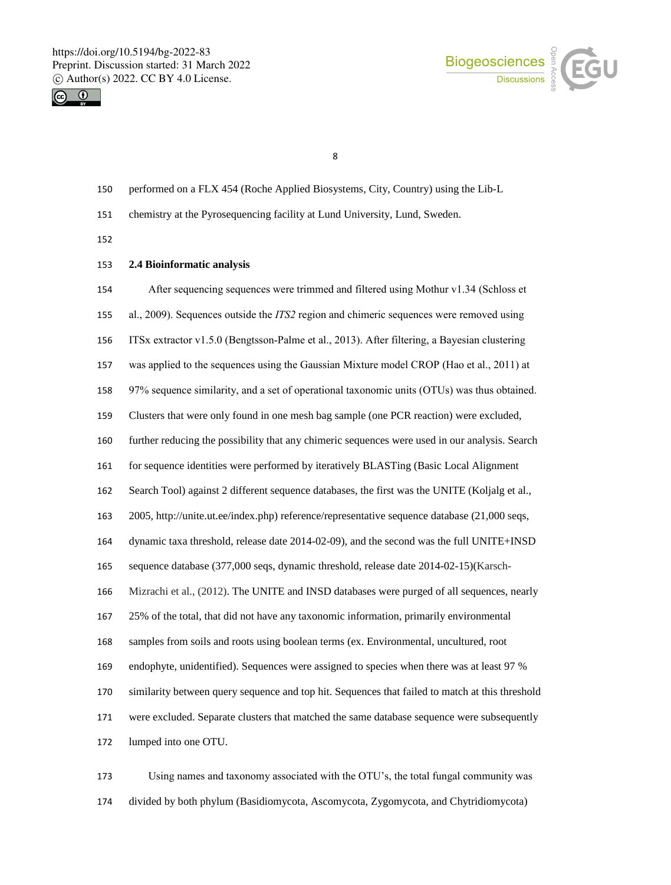performed on a FLX 454 (Roche Applied Biosystems, City, Country) using the Lib-L chemistry at the Pyrosequencing facility at Lund University, Lund, Sweden.

### 2.4 Bioinformatic analysis

After sequencing sequences were trimmed and filtered using Mothur v1.34 (Schloss et al., 2009). Sequences outside the *ITS2* region and chimeric sequences were removed using ITSx extractor v1.5.0 (Bengtsson-Palme et al., 2013). After filtering, a Bayesian clustering was applied to the sequences using the Gaussian Mixture model CROP (Hao et al., 2011) at 97% sequence similarity, and a set of operational taxonomic units (OTUs) was thus obtained. Clusters that were only found in one mesh bag sample (one PCR reaction) were excluded, further reducing the possibility that any chimeric sequences were used in our analysis. Search for sequence identities were performed by iteratively BLASTing (Basic Local Alignment Search Tool) against 2 different sequence databases, the first was the UNITE (Koljalg et al., 2005, http://unite.ut.ee/index.php) reference/representative sequence database (21,000 seqs, dynamic taxa threshold, release date 2014-02-09), and the second was the full UNITE+INSD sequence database (377,000 seqs, dynamic threshold, release date 2014-02-15)(Karsch-Mizrachi et al., (2012). The UNITE and INSD databases were purged of all sequences, nearly 25% of the total, that did not have any taxonomic information, primarily environmental samples from soils and roots using boolean terms (ex. Environmental, uncultured, root endophyte, unidentified). Sequences were assigned to species when there was at least 97 % similarity between query sequence and top hit. Sequences that failed to match at this threshold were excluded. Separate clusters that matched the same database sequence were subsequently lumped into one OTU.

Using names and taxonomy associated with the OTU's, the total fungal community was divided by both phylum (Basidiomycota, Ascomycota, Zygomycota, and Chytridiomycota)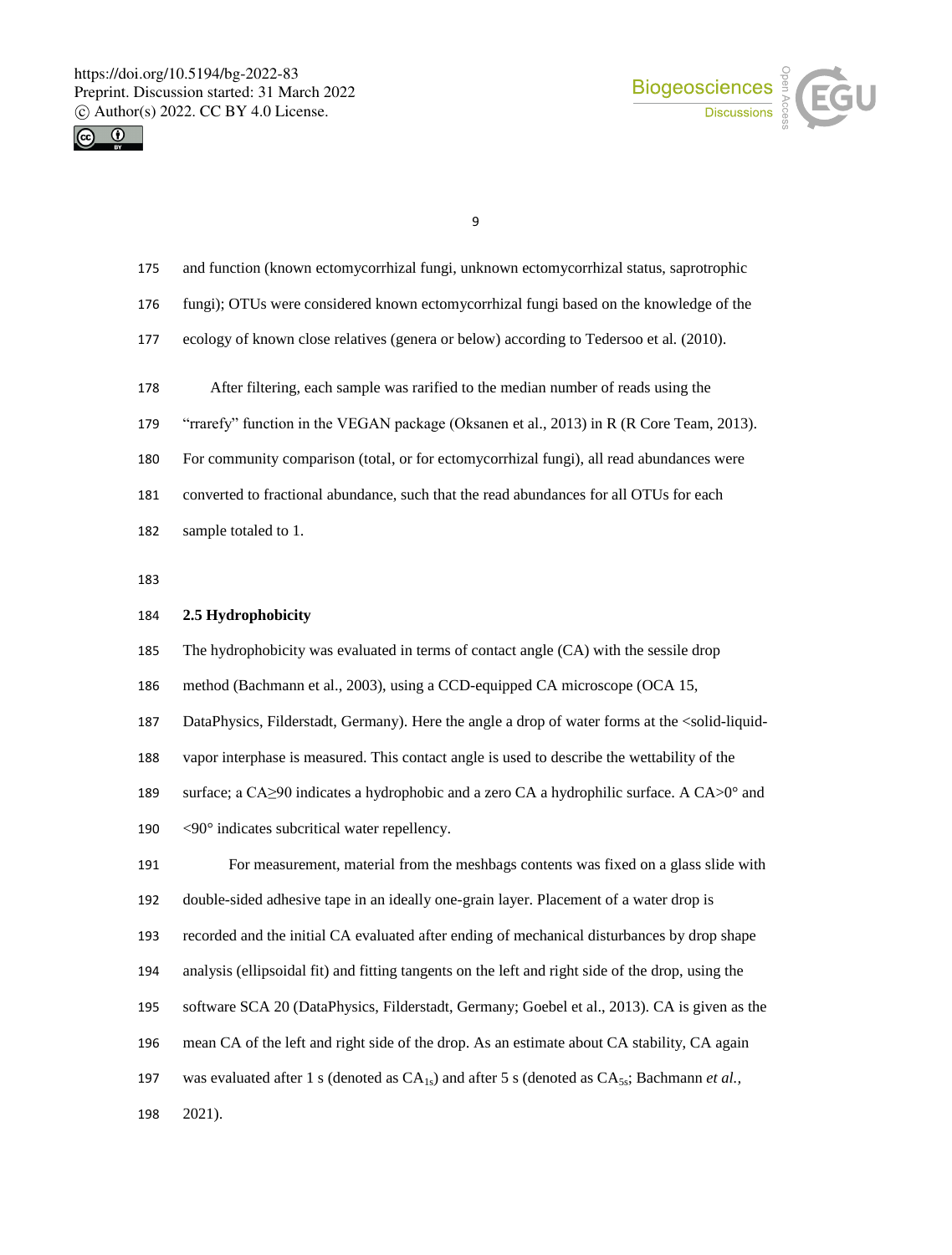and function (known ectomycorrhizal fungi, unknown ectomycorrhizal status, saprotrophic fungi); OTUs were considered known ectomycorrhizal fungi based on the knowledge of the ecology of known close relatives (genera or below) according to Tedersoo et al. (2010).

After filtering, each sample was rarified to the median number of reads using the "rrarefy" function in the VEGAN package (Oksanen et al., 2013) in R (R Core Team, 2013). For community comparison (total, or for ectomycorrhizal fungi), all read abundances were converted to fractional abundance, such that the read abundances for all OTUs for each sample totaled to 1.

## 2.5 Hydrophobicity

The hydrophobicity was evaluated in terms of contact angle (CA) with the sessile drop method (Bachmann et al., 2003), using a CCD-equipped CA microscope (OCA 15, DataPhysics, Filderstadt, Germany). Here the angle a drop of water forms at the <solid-liquid-vapor interphase is measured. This contact angle is used to describe the wettability of the surface; a CA≥90 indicates a hydrophobic and a zero CA a hydrophilic surface. A CA>0° and <90° indicates subcritical water repellency.

For measurement, material from the meshbags contents was fixed on a glass slide with double-sided adhesive tape in an ideally one-grain layer. Placement of a water drop is recorded and the initial CA evaluated after ending of mechanical disturbances by drop shape analysis (ellipsoidal fit) and fitting tangents on the left and right side of the drop, using the software SCA 20 (DataPhysics, Filderstadt, Germany; Goebel et al., 2013). CA is given as the mean CA of the left and right side of the drop. As an estimate about CA stability, CA again was evaluated after 1 s (denoted as $CA_{1s}$) and after 5 s (denoted as $CA_{5s}$; Bachmann *et al.*, 2021).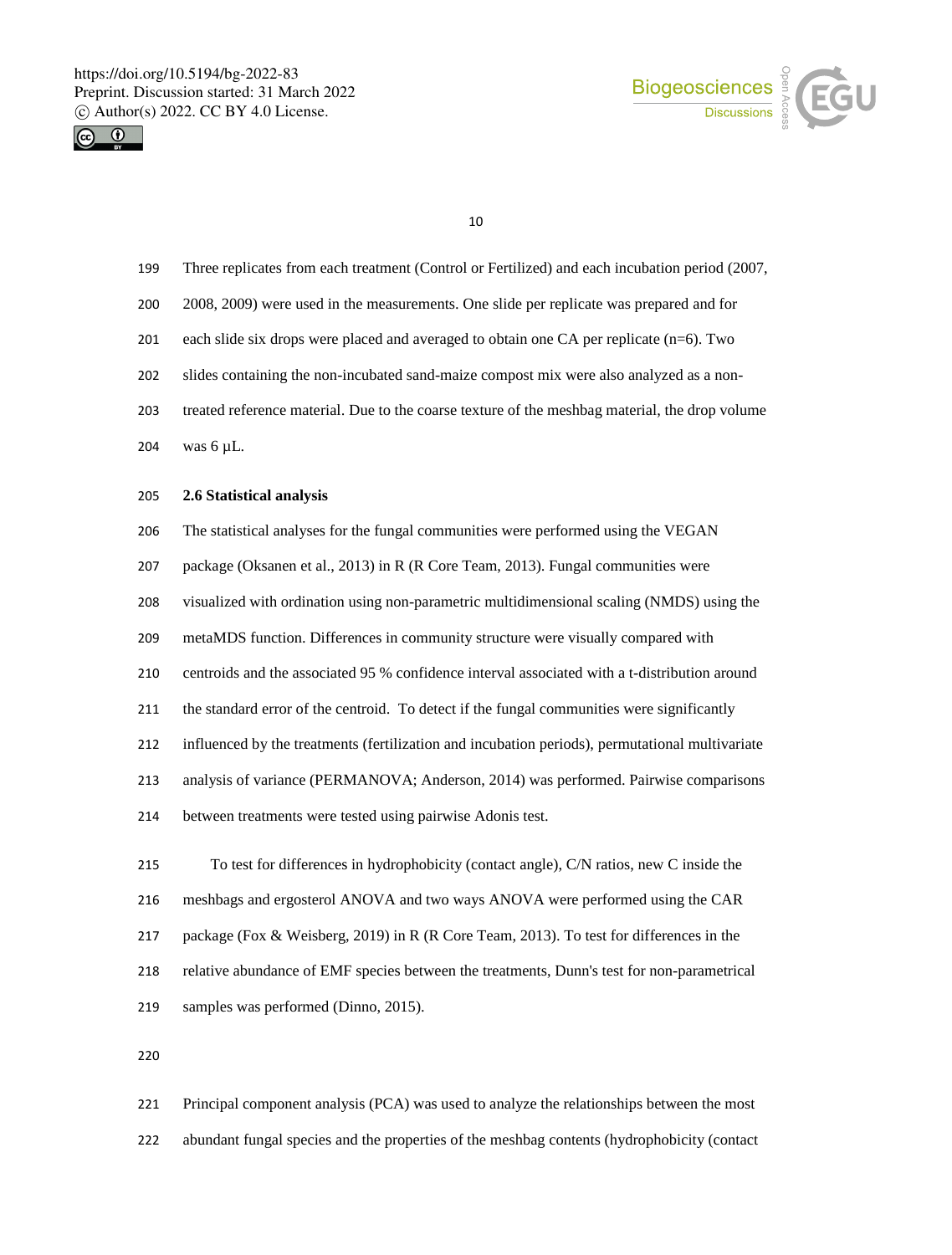Three replicates from each treatment (Control or Fertilized) and each incubation period (2007, 2008, 2009) were used in the measurements. One slide per replicate was prepared and for each slide six drops were placed and averaged to obtain one CA per replicate (n=6). Two slides containing the non-incubated sand-maize compost mix were also analyzed as a non-treated reference material. Due to the coarse texture of the meshbag material, the drop volume was 6 µL.

### 2.6 Statistical analysis

The statistical analyses for the fungal communities were performed using the VEGAN package (Oksanen et al., 2013) in R (R Core Team, 2013). Fungal communities were visualized with ordination using non-parametric multidimensional scaling (NMDS) using the metaMDS function. Differences in community structure were visually compared with centroids and the associated 95 % confidence interval associated with a t-distribution around the standard error of the centroid. To detect if the fungal communities were significantly influenced by the treatments (fertilization and incubation periods), permutational multivariate analysis of variance (PERMANOVA; Anderson, 2014) was performed. Pairwise comparisons between treatments were tested using pairwise Adonis test.

To test for differences in hydrophobicity (contact angle), C/N ratios, new C inside the meshbags and ergosterol ANOVA and two ways ANOVA were performed using the CAR package (Fox & Weisberg, 2019) in R (R Core Team, 2013). To test for differences in the relative abundance of EMF species between the treatments, Dunn's test for non-parametrical samples was performed (Dinno, 2015).

Principal component analysis (PCA) was used to analyze the relationships between the most abundant fungal species and the properties of the meshbag contents (hydrophobicity (contact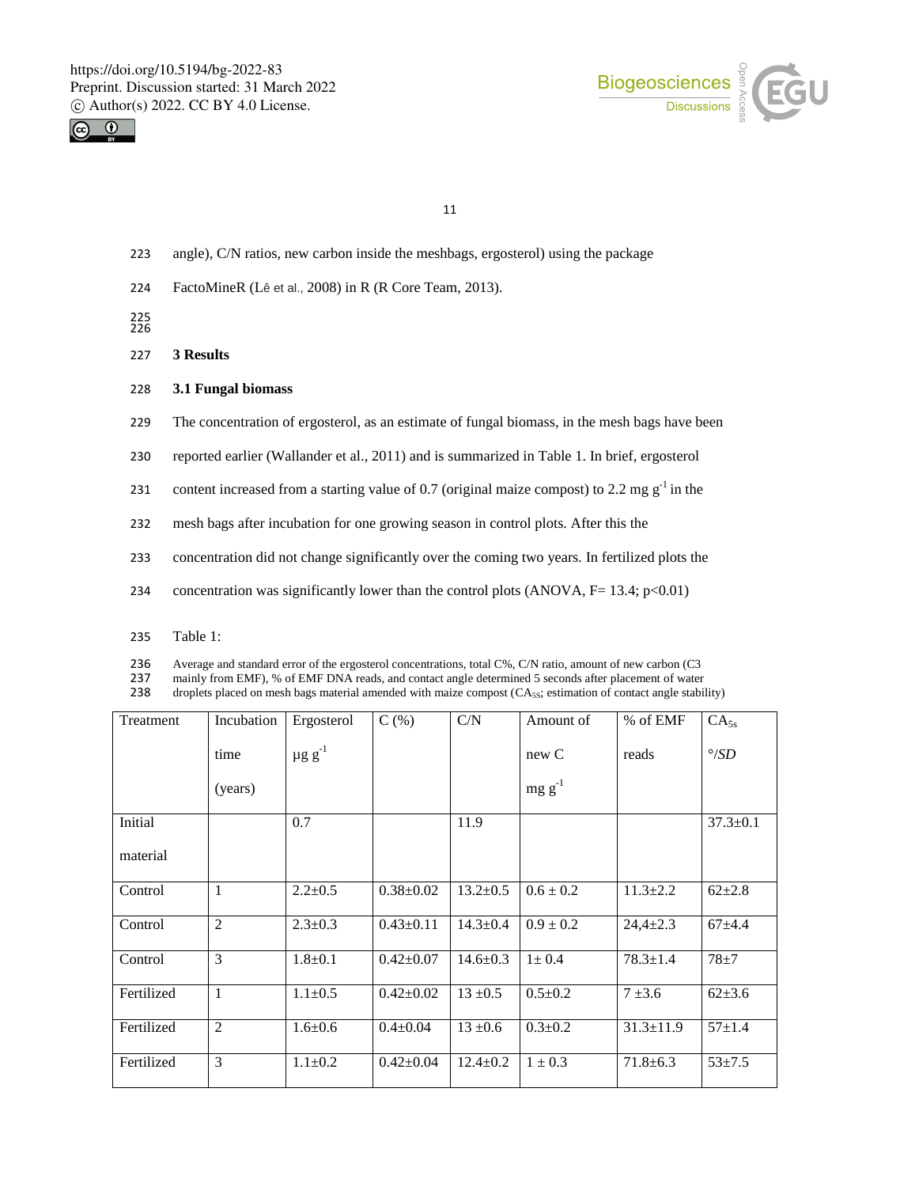angle), C/N ratios, new carbon inside the meshbags, ergosterol) using the package FactoMineR (Lê et al., 2008) in R (R Core Team, 2013).

## 3 Results

### 3.1 Fungal biomass

The concentration of ergosterol, as an estimate of fungal biomass, in the mesh bags have been reported earlier (Wallander et al., 2011) and is summarized in Table 1. In brief, ergosterol content increased from a starting value of 0.7 (original maize compost) to 2.2 mg $g^{-1}$ in the mesh bags after incubation for one growing season in control plots. After this the concentration did not change significantly over the coming two years. In fertilized plots the concentration was significantly lower than the control plots (ANOVA, F= 13.4; $p<0.01$)

Table 1:

Average and standard error of the ergosterol concentrations, total C%, C/N ratio, amount of new carbon (C3 mainly from EMF), % of EMF DNA reads, and contact angle determined 5 seconds after placement of water droplets placed on mesh bags material amended with maize compost ($CA_{5S}$; estimation of contact angle stability)

| Treatment | Incubation time (years) | Ergosterol µg $g^{-1}$ | C (%) | C/N | Amount of new C mg $g^{-1}$ | % of EMF reads | $CA_{5s}$ °/*SD* |
|---|---|---|---|---|---|---|---|
| Initial material | | 0.7 | | 11.9 | | | 37.3±0.1 |
| Control | 1 | 2.2±0.5 | 0.38±0.02 | 13.2±0.5 | 0.6 ± 0.2 | 11.3±2.2 | 62±2.8 |
| Control | 2 | 2.3±0.3 | 0.43±0.11 | 14.3±0.4 | 0.9 ± 0.2 | 24,4±2.3 | 67±4.4 |
| Control | 3 | 1.8±0.1 | 0.42±0.07 | 14.6±0.3 | 1± 0.4 | 78.3±1.4 | 78±7 |
| Fertilized | 1 | 1.1±0.5 | 0.42±0.02 | 13 ±0.5 | 0.5±0.2 | 7 ±3.6 | 62±3.6 |
| Fertilized | 2 | 1.6±0.6 | 0.4±0.04 | 13 ±0.6 | 0.3±0.2 | 31.3±11.9 | 57±1.4 |
| Fertilized | 3 | 1.1±0.2 | 0.42±0.04 | 12.4±0.2 | 1 ± 0.3 | 71.8±6.3 | 53±7.5 |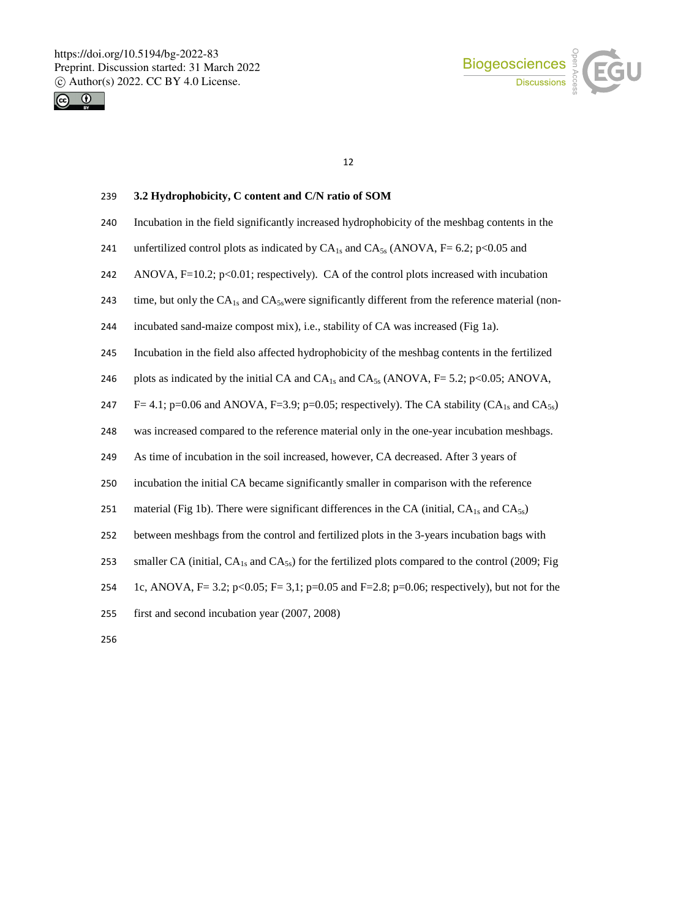### 3.2 Hydrophobicity, C content and C/N ratio of SOM

Incubation in the field significantly increased hydrophobicity of the meshbag contents in the unfertilized control plots as indicated by $CA_{1s}$ and $CA_{5s}$ (ANOVA, F= 6.2; $p<0.05$ and ANOVA, F=10.2; $p<0.01$; respectively). CA of the control plots increased with incubation time, but only the $CA_{1s}$ and $CA_{5s}$were significantly different from the reference material (non-incubated sand-maize compost mix), i.e., stability of CA was increased (Fig 1a).

Incubation in the field also affected hydrophobicity of the meshbag contents in the fertilized plots as indicated by the initial CA and $CA_{1s}$ and $CA_{5s}$ (ANOVA, F= 5.2; $p<0.05$; ANOVA, F= 4.1; p=0.06 and ANOVA, F=3.9; p=0.05; respectively). The CA stability ($CA_{1s}$ and $CA_{5s}$) was increased compared to the reference material only in the one-year incubation meshbags. As time of incubation in the soil increased, however, CA decreased. After 3 years of incubation the initial CA became significantly smaller in comparison with the reference material (Fig 1b). There were significant differences in the CA (initial, $CA_{1s}$ and $CA_{5s}$) between meshbags from the control and fertilized plots in the 3-years incubation bags with smaller CA (initial, $CA_{1s}$ and $CA_{5s}$) for the fertilized plots compared to the control (2009; Fig 1c, ANOVA, F= 3.2; $p<0.05$; F= 3,1; p=0.05 and F=2.8; p=0.06; respectively), but not for the first and second incubation year (2007, 2008)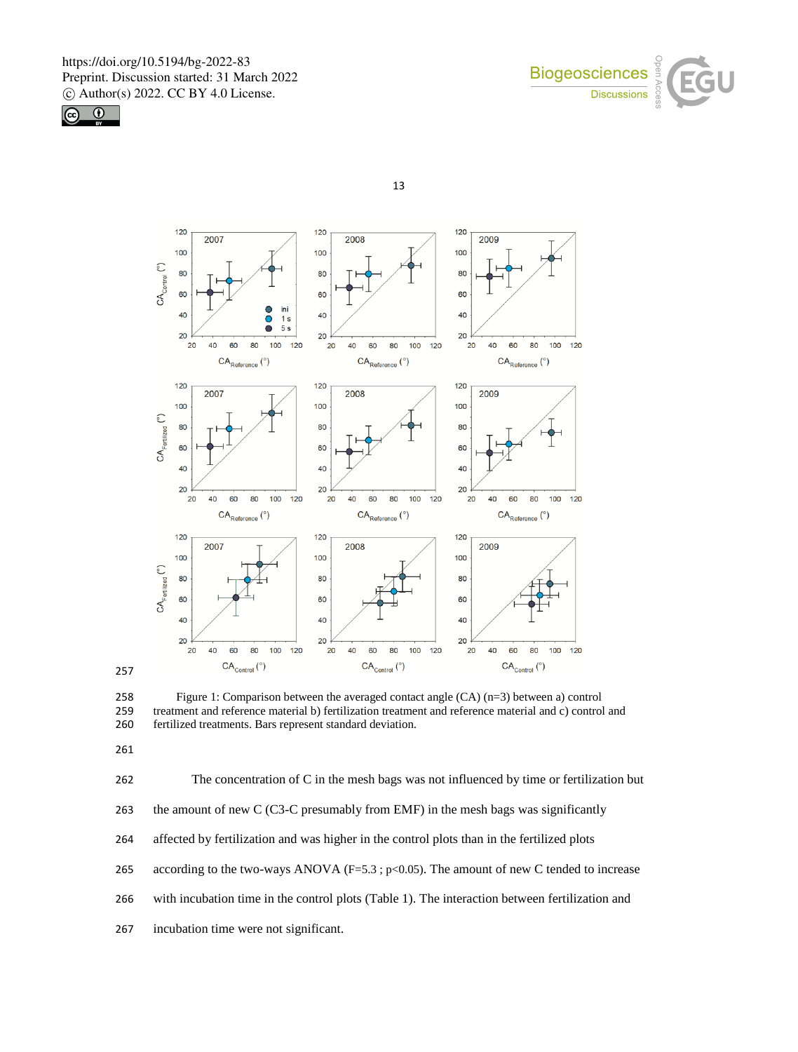Figure 1: Comparison between the averaged contact angle (CA) (n=3) between a) control treatment and reference material b) fertilization treatment and reference material and c) control and fertilized treatments. Bars represent standard deviation.

The concentration of C in the mesh bags was not influenced by time or fertilization but the amount of new C (C3-C presumably from EMF) in the mesh bags was significantly affected by fertilization and was higher in the control plots than in the fertilized plots according to the two-ways ANOVA (F=5.3 ; $p<0.05$). The amount of new C tended to increase with incubation time in the control plots (Table 1). The interaction between fertilization and incubation time were not significant.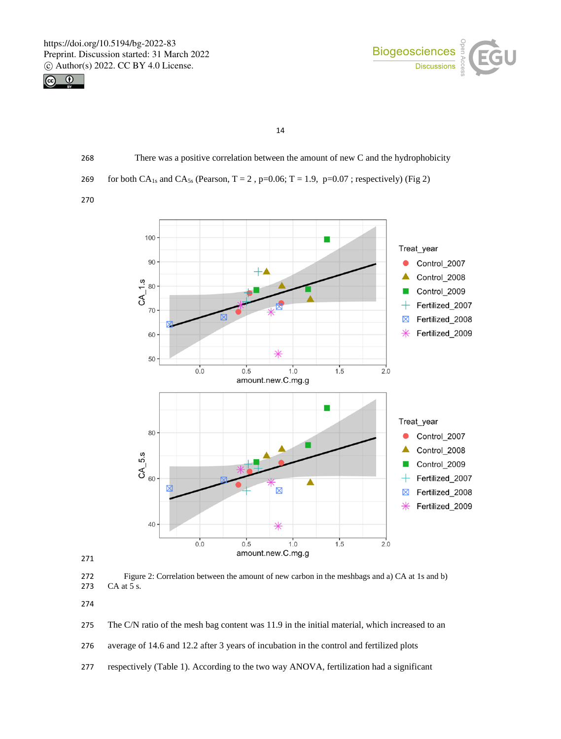There was a positive correlation between the amount of new C and the hydrophobicity for both $CA_{1s}$ and $CA_{5s}$ (Pearson, T = 2 , p=0.06; T = 1.9, p=0.07 ; respectively) (Fig 2)

Figure 2: Correlation between the amount of new carbon in the meshbags and a) CA at 1s and b) CA at 5 s.

The C/N ratio of the mesh bag content was 11.9 in the initial material, which increased to an average of 14.6 and 12.2 after 3 years of incubation in the control and fertilized plots respectively (Table 1). According to the two way ANOVA, fertilization had a significant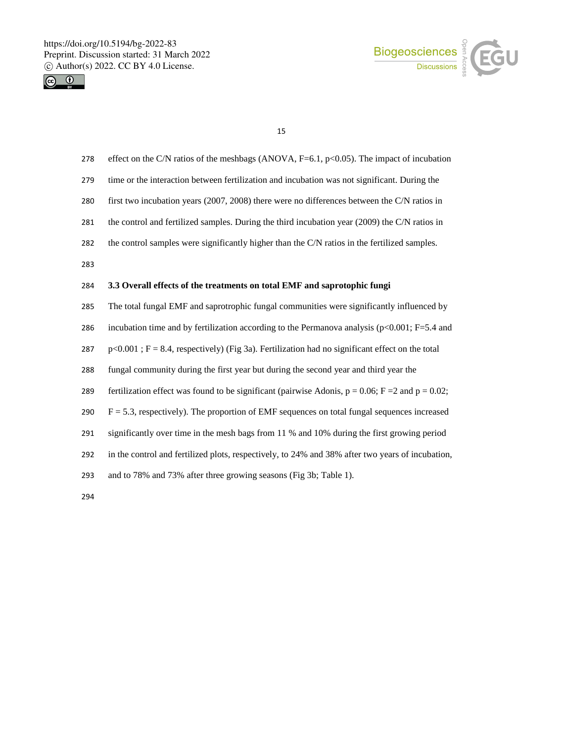effect on the C/N ratios of the meshbags (ANOVA, $F=6.1$, $p<0.05$). The impact of incubation time or the interaction between fertilization and incubation was not significant. During the first two incubation years (2007, 2008) there were no differences between the C/N ratios in the control and fertilized samples. During the third incubation year (2009) the C/N ratios in the control samples were significantly higher than the C/N ratios in the fertilized samples.

### 3.3 Overall effects of the treatments on total EMF and saprotophic fungi

The total fungal EMF and saprotrophic fungal communities were significantly influenced by incubation time and by fertilization according to the Permanova analysis ($p<0.001$; $F=5.4$ and $p<0.001$ ; $F = 8.4$, respectively) (Fig 3a). Fertilization had no significant effect on the total fungal community during the first year but during the second year and third year the fertilization effect was found to be significant (pairwise Adonis, $p = 0.06$; $F =2$ and $p = 0.02$; $F = 5.3$, respectively). The proportion of EMF sequences on total fungal sequences increased significantly over time in the mesh bags from 11 % and 10% during the first growing period in the control and fertilized plots, respectively, to 24% and 38% after two years of incubation, and to 78% and 73% after three growing seasons (Fig 3b; Table 1).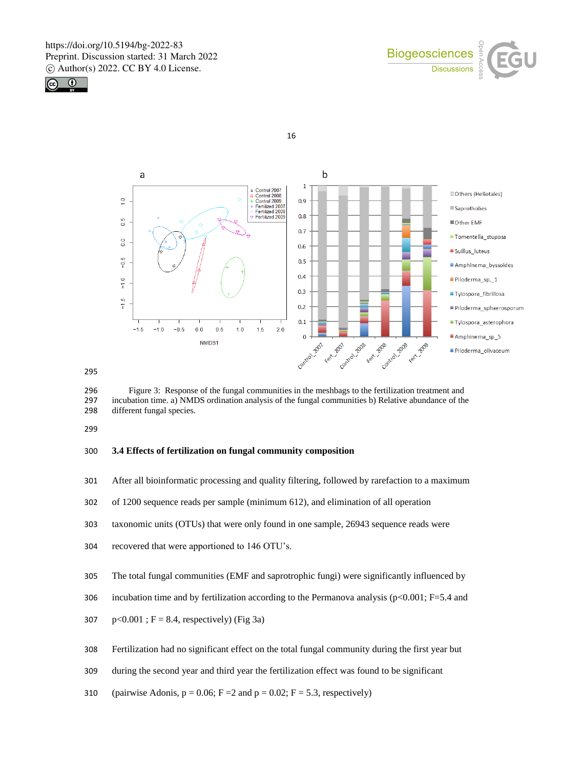Figure 3: Response of the fungal communities in the meshbags to the fertilization treatment and incubation time. a) NMDS ordination analysis of the fungal communities b) Relative abundance of the different fungal species.

### 3.4 Effects of fertilization on fungal community composition

After all bioinformatic processing and quality filtering, followed by rarefaction to a maximum of 1200 sequence reads per sample (minimum 612), and elimination of all operation taxonomic units (OTUs) that were only found in one sample, 26943 sequence reads were recovered that were apportioned to 146 OTU's.

The total fungal communities (EMF and saprotrophic fungi) were significantly influenced by incubation time and by fertilization according to the Permanova analysis ($p<0.001$; $F=5.4$ and $p<0.001$ ; $F = 8.4$, respectively) (Fig 3a)

Fertilization had no significant effect on the total fungal community during the first year but during the second year and third year the fertilization effect was found to be significant (pairwise Adonis, $p = 0.06$; $F = 2$ and $p = 0.02$; $F = 5.3$, respectively)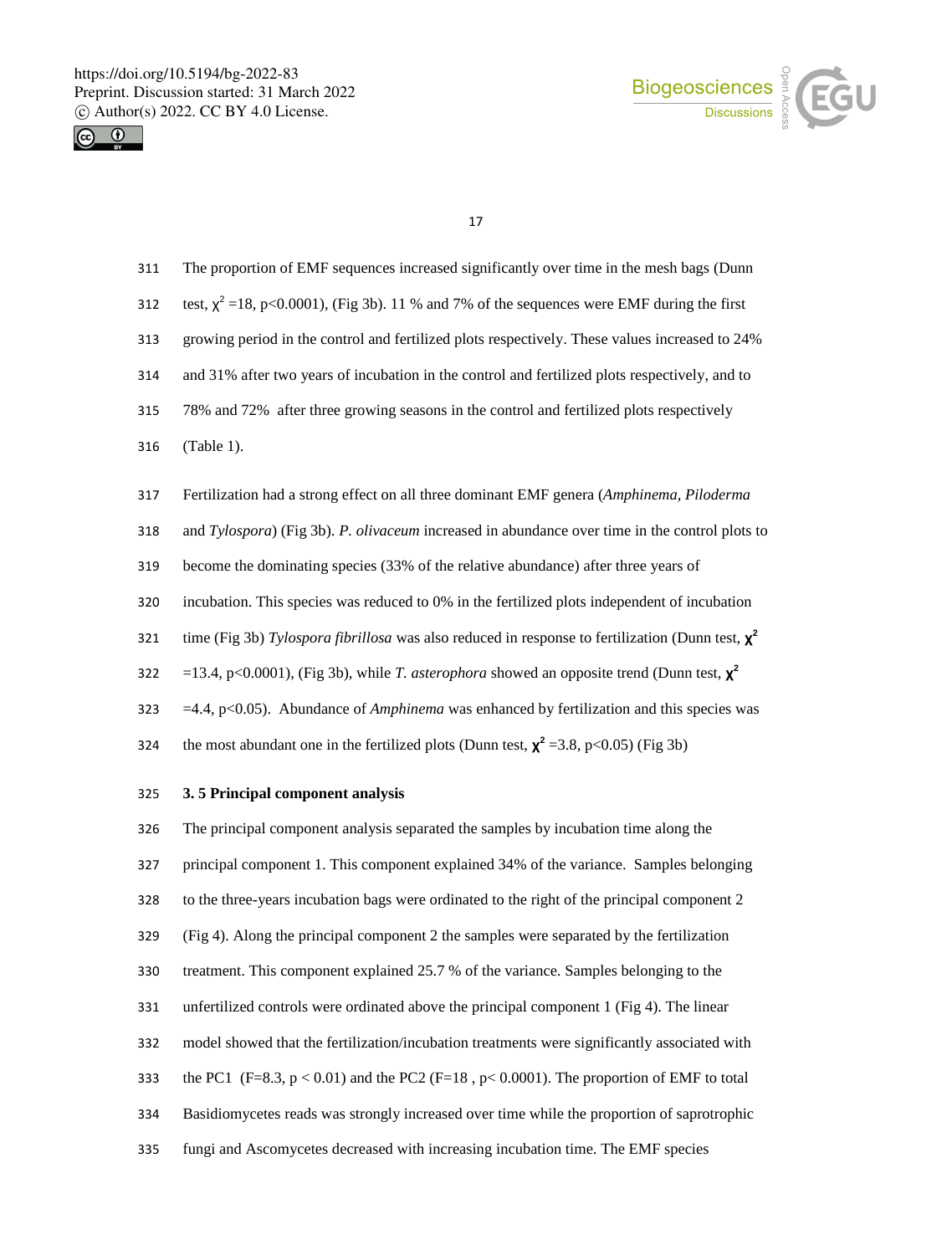The proportion of EMF sequences increased significantly over time in the mesh bags (Dunn test, $\chi^2$ =18, p<0.0001), (Fig 3b). 11 % and 7% of the sequences were EMF during the first growing period in the control and fertilized plots respectively. These values increased to 24% and 31% after two years of incubation in the control and fertilized plots respectively, and to 78% and 72% after three growing seasons in the control and fertilized plots respectively (Table 1).

Fertilization had a strong effect on all three dominant EMF genera (*Amphinema, Piloderma* and *Tylospora*) (Fig 3b). *P. olivaceum* increased in abundance over time in the control plots to become the dominating species (33% of the relative abundance) after three years of incubation. This species was reduced to 0% in the fertilized plots independent of incubation time (Fig 3b) *Tylospora fibrillosa* was also reduced in response to fertilization (Dunn test, $\chi^2$ =13.4, p<0.0001), (Fig 3b), while *T. asterophora* showed an opposite trend (Dunn test, $\chi^2$ =4.4, p<0.05). Abundance of *Amphinema* was enhanced by fertilization and this species was the most abundant one in the fertilized plots (Dunn test, $\chi^2$ =3.8, p<0.05) (Fig 3b)

### 3. 5 Principal component analysis

The principal component analysis separated the samples by incubation time along the principal component 1. This component explained 34% of the variance. Samples belonging to the three-years incubation bags were ordinated to the right of the principal component 2 (Fig 4). Along the principal component 2 the samples were separated by the fertilization treatment. This component explained 25.7 % of the variance. Samples belonging to the unfertilized controls were ordinated above the principal component 1 (Fig 4). The linear model showed that the fertilization/incubation treatments were significantly associated with the PC1 (F=8.3, p < 0.01) and the PC2 (F=18 , p< 0.0001). The proportion of EMF to total Basidiomycetes reads was strongly increased over time while the proportion of saprotrophic fungi and Ascomycetes decreased with increasing incubation time. The EMF species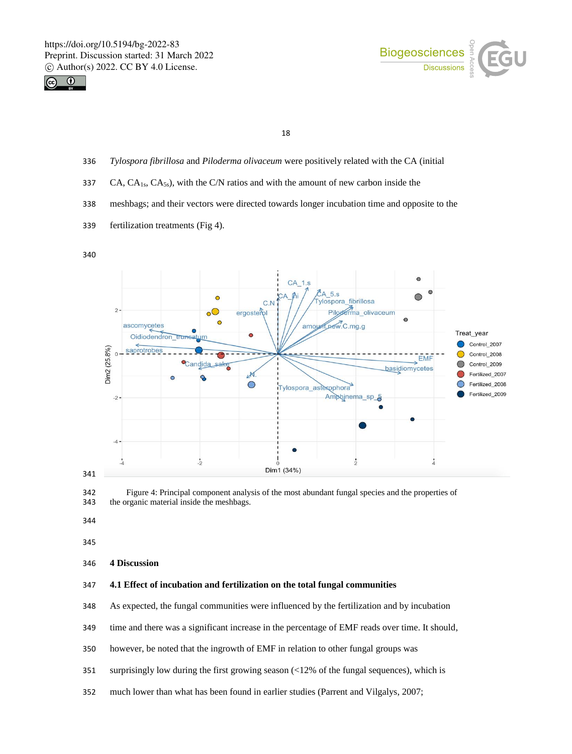*Tylospora fibrillosa* and *Piloderma olivaceum* were positively related with the CA (initial CA, $CA_{1s}$, $CA_{5s}$), with the C/N ratios and with the amount of new carbon inside the meshbags; and their vectors were directed towards longer incubation time and opposite to the fertilization treatments (Fig 4).

Figure 4: Principal component analysis of the most abundant fungal species and the properties of the organic material inside the meshbags.

## 4 Discussion

### 4.1 Effect of incubation and fertilization on the total fungal communities

As expected, the fungal communities were influenced by the fertilization and by incubation time and there was a significant increase in the percentage of EMF reads over time. It should, however, be noted that the ingrowth of EMF in relation to other fungal groups was surprisingly low during the first growing season (<12% of the fungal sequences), which is much lower than what has been found in earlier studies (Parrent and Vilgalys, 2007;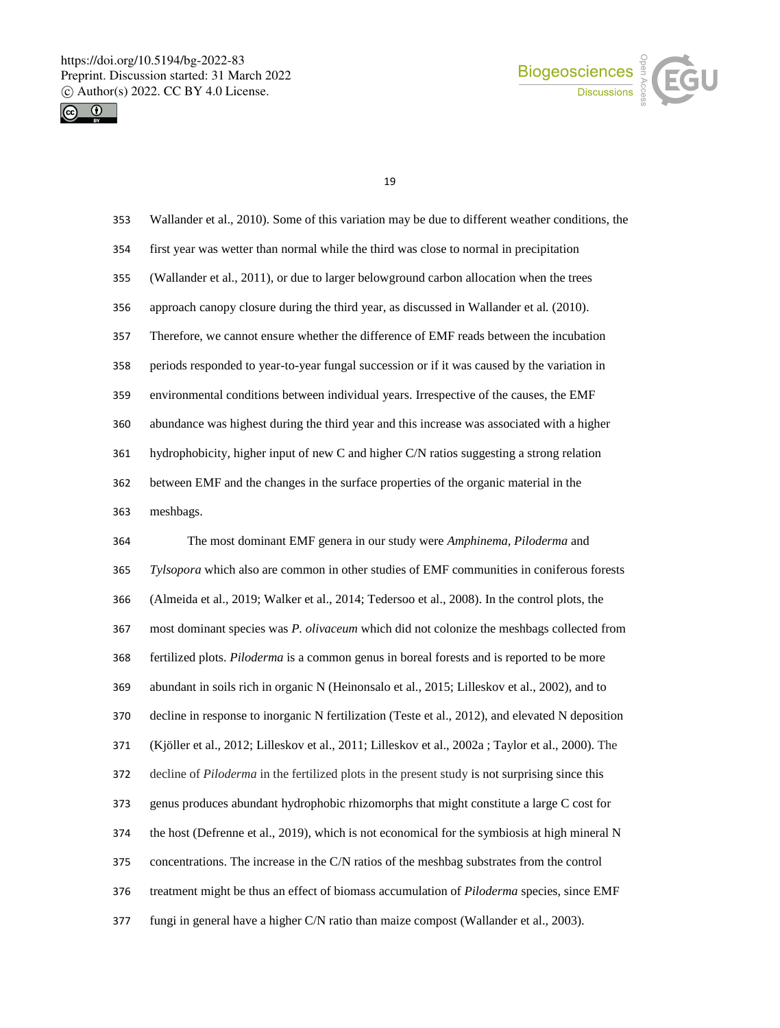Wallander et al., 2010). Some of this variation may be due to different weather conditions, the first year was wetter than normal while the third was close to normal in precipitation (Wallander et al., 2011), or due to larger belowground carbon allocation when the trees approach canopy closure during the third year, as discussed in Wallander et al. (2010). Therefore, we cannot ensure whether the difference of EMF reads between the incubation periods responded to year-to-year fungal succession or if it was caused by the variation in environmental conditions between individual years. Irrespective of the causes, the EMF abundance was highest during the third year and this increase was associated with a higher hydrophobicity, higher input of new C and higher C/N ratios suggesting a strong relation between EMF and the changes in the surface properties of the organic material in the meshbags.

The most dominant EMF genera in our study were *Amphinema*, *Piloderma* and *Tylsopora* which also are common in other studies of EMF communities in coniferous forests (Almeida et al., 2019; Walker et al., 2014; Tedersoo et al., 2008). In the control plots, the most dominant species was *P. olivaceum* which did not colonize the meshbags collected from fertilized plots. *Piloderma* is a common genus in boreal forests and is reported to be more abundant in soils rich in organic N (Heinonsalo et al., 2015; Lilleskov et al., 2002), and to decline in response to inorganic N fertilization (Teste et al., 2012), and elevated N deposition (Kjöller et al., 2012; Lilleskov et al., 2011; Lilleskov et al., 2002a ; Taylor et al., 2000). The decline of *Piloderma* in the fertilized plots in the present study is not surprising since this genus produces abundant hydrophobic rhizomorphs that might constitute a large C cost for the host (Defrenne et al., 2019), which is not economical for the symbiosis at high mineral N concentrations. The increase in the C/N ratios of the meshbag substrates from the control treatment might be thus an effect of biomass accumulation of *Piloderma* species, since EMF fungi in general have a higher C/N ratio than maize compost (Wallander et al., 2003).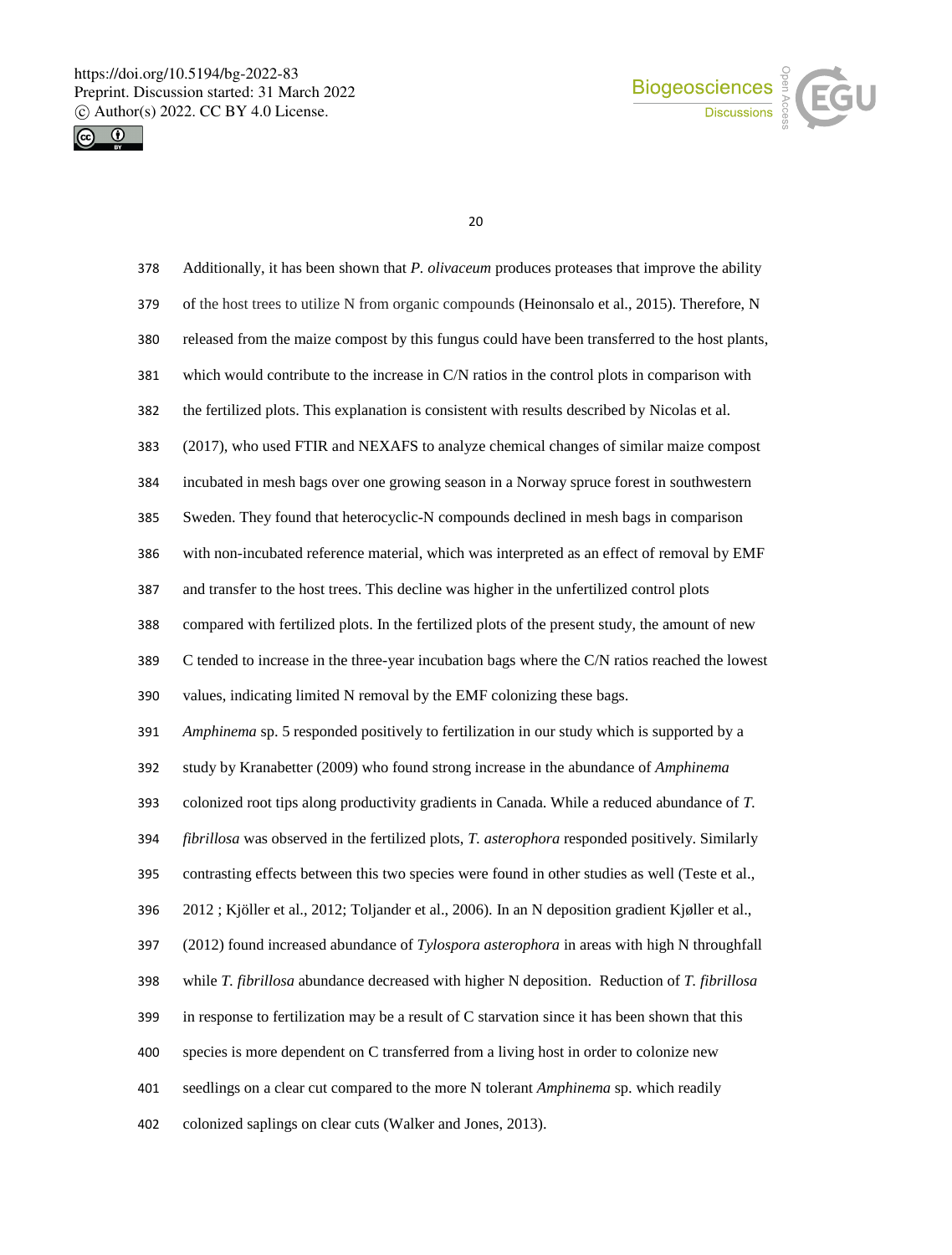Additionally, it has been shown that *P. olivaceum* produces proteases that improve the ability of the host trees to utilize N from organic compounds (Heinonsalo et al., 2015). Therefore, N released from the maize compost by this fungus could have been transferred to the host plants, which would contribute to the increase in C/N ratios in the control plots in comparison with the fertilized plots. This explanation is consistent with results described by Nicolas et al. (2017), who used FTIR and NEXAFS to analyze chemical changes of similar maize compost incubated in mesh bags over one growing season in a Norway spruce forest in southwestern Sweden. They found that heterocyclic-N compounds declined in mesh bags in comparison with non-incubated reference material, which was interpreted as an effect of removal by EMF and transfer to the host trees. This decline was higher in the unfertilized control plots compared with fertilized plots. In the fertilized plots of the present study, the amount of new C tended to increase in the three-year incubation bags where the C/N ratios reached the lowest values, indicating limited N removal by the EMF colonizing these bags.

*Amphinema* sp. 5 responded positively to fertilization in our study which is supported by a study by Kranabetter (2009) who found strong increase in the abundance of *Amphinema* colonized root tips along productivity gradients in Canada. While a reduced abundance of *T. fibrillosa* was observed in the fertilized plots, *T. asterophora* responded positively. Similarly contrasting effects between this two species were found in other studies as well (Teste et al., 2012 ; Kjöller et al., 2012; Toljander et al., 2006). In an N deposition gradient Kjøller et al., (2012) found increased abundance of *Tylospora asterophora* in areas with high N throughfall while *T. fibrillosa* abundance decreased with higher N deposition. Reduction of *T. fibrillosa* in response to fertilization may be a result of C starvation since it has been shown that this species is more dependent on C transferred from a living host in order to colonize new seedlings on a clear cut compared to the more N tolerant *Amphinema* sp. which readily colonized saplings on clear cuts (Walker and Jones, 2013).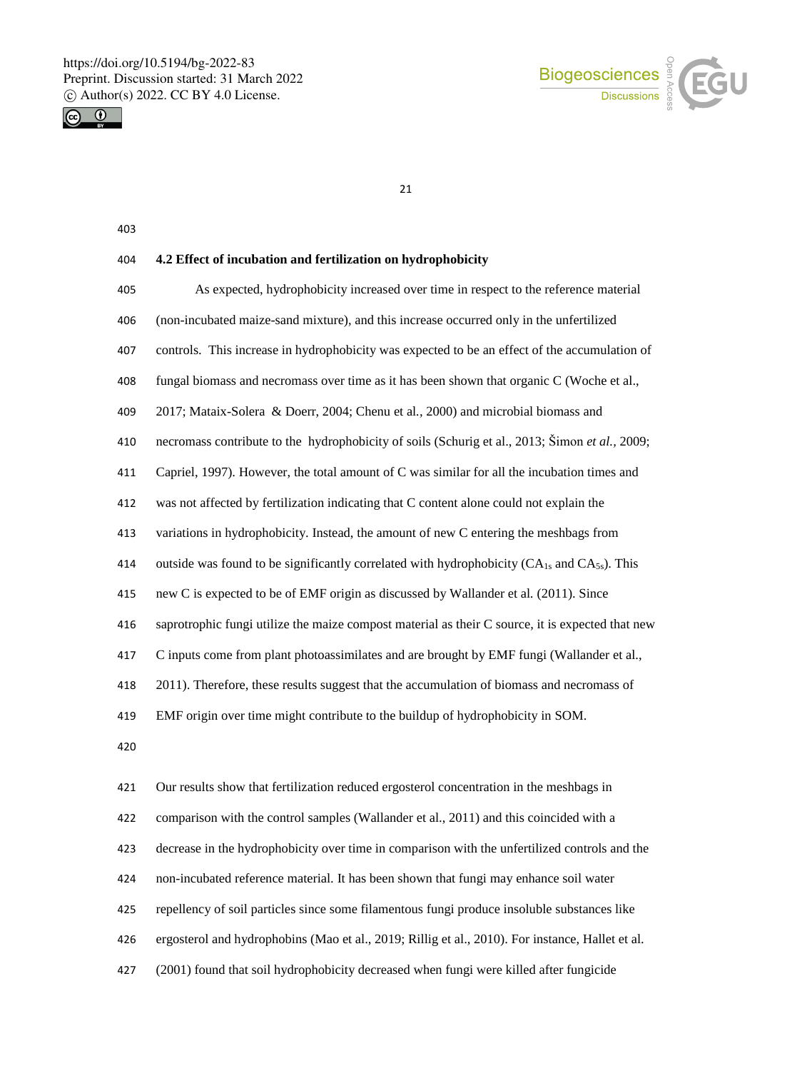### 4.2 Effect of incubation and fertilization on hydrophobicity

As expected, hydrophobicity increased over time in respect to the reference material (non-incubated maize-sand mixture), and this increase occurred only in the unfertilized controls. This increase in hydrophobicity was expected to be an effect of the accumulation of fungal biomass and necromass over time as it has been shown that organic C (Woche et al., 2017; Mataix-Solera & Doerr, 2004; Chenu et al., 2000) and microbial biomass and necromass contribute to the hydrophobicity of soils (Schurig et al., 2013; Šimon *et al.*, 2009; Capriel, 1997). However, the total amount of C was similar for all the incubation times and was not affected by fertilization indicating that C content alone could not explain the variations in hydrophobicity. Instead, the amount of new C entering the meshbags from outside was found to be significantly correlated with hydrophobicity ($CA_{1s}$ and $CA_{5s}$). This new C is expected to be of EMF origin as discussed by Wallander et al. (2011). Since saprotrophic fungi utilize the maize compost material as their C source, it is expected that new C inputs come from plant photoassimilates and are brought by EMF fungi (Wallander et al., 2011). Therefore, these results suggest that the accumulation of biomass and necromass of EMF origin over time might contribute to the buildup of hydrophobicity in SOM.

Our results show that fertilization reduced ergosterol concentration in the meshbags in comparison with the control samples (Wallander et al., 2011) and this coincided with a decrease in the hydrophobicity over time in comparison with the unfertilized controls and the non-incubated reference material. It has been shown that fungi may enhance soil water repellency of soil particles since some filamentous fungi produce insoluble substances like ergosterol and hydrophobins (Mao et al., 2019; Rillig et al., 2010). For instance, Hallet et al. (2001) found that soil hydrophobicity decreased when fungi were killed after fungicide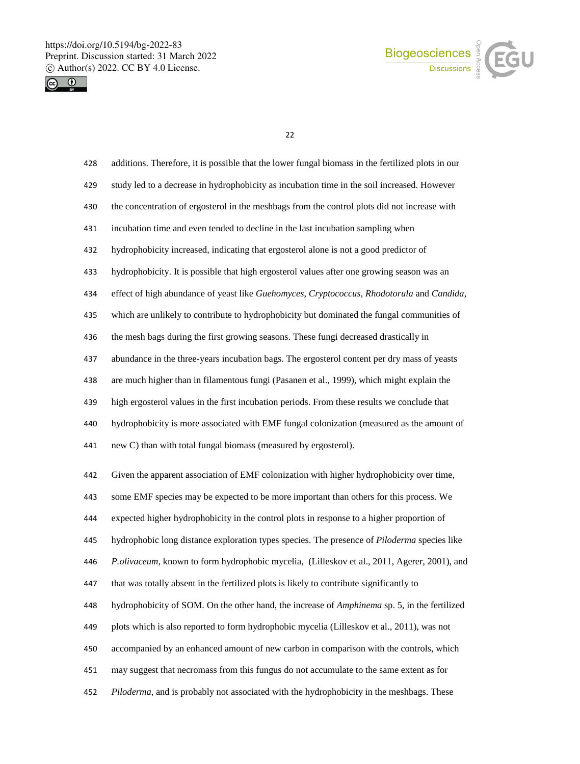additions. Therefore, it is possible that the lower fungal biomass in the fertilized plots in our study led to a decrease in hydrophobicity as incubation time in the soil increased. However the concentration of ergosterol in the meshbags from the control plots did not increase with incubation time and even tended to decline in the last incubation sampling when hydrophobicity increased, indicating that ergosterol alone is not a good predictor of hydrophobicity. It is possible that high ergosterol values after one growing season was an effect of high abundance of yeast like *Guehomyces*, *Cryptococcus*, *Rhodotorula* and *Candida*, which are unlikely to contribute to hydrophobicity but dominated the fungal communities of the mesh bags during the first growing seasons. These fungi decreased drastically in abundance in the three-years incubation bags. The ergosterol content per dry mass of yeasts are much higher than in filamentous fungi (Pasanen et al., 1999), which might explain the high ergosterol values in the first incubation periods. From these results we conclude that hydrophobicity is more associated with EMF fungal colonization (measured as the amount of new C) than with total fungal biomass (measured by ergosterol).

Given the apparent association of EMF colonization with higher hydrophobicity over time, some EMF species may be expected to be more important than others for this process. We expected higher hydrophobicity in the control plots in response to a higher proportion of hydrophobic long distance exploration types species. The presence of *Piloderma* species like *P.olivaceum,* known to form hydrophobic mycelia, (Lilleskov et al., 2011, Agerer, 2001), and that was totally absent in the fertilized plots is likely to contribute significantly to hydrophobicity of SOM. On the other hand, the increase of *Amphinema* sp. 5, in the fertilized plots which is also reported to form hydrophobic mycelia (Lílleskov et al., 2011), was not accompanied by an enhanced amount of new carbon in comparison with the controls, which may suggest that necromass from this fungus do not accumulate to the same extent as for *Piloderma*, and is probably not associated with the hydrophobicity in the meshbags. These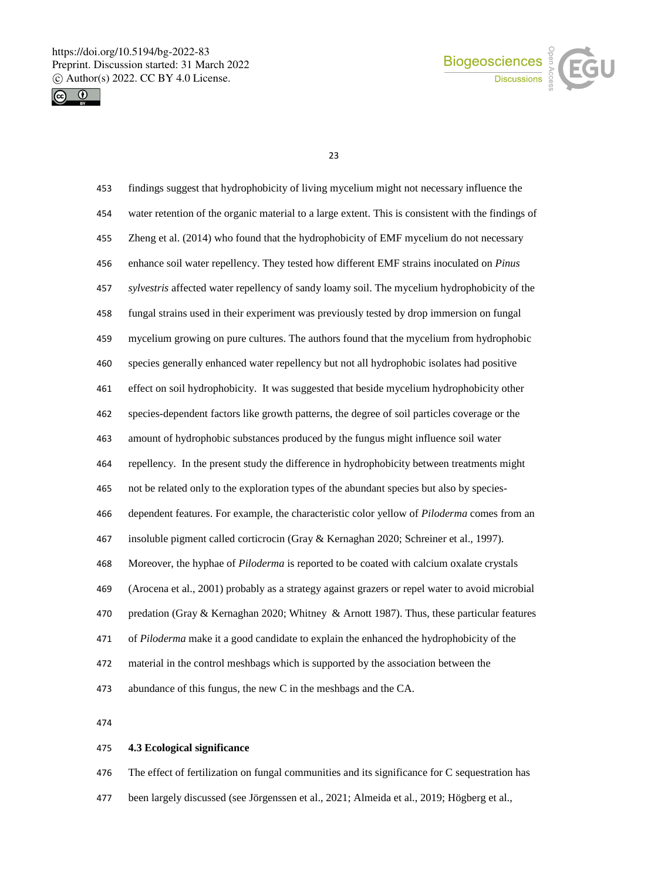findings suggest that hydrophobicity of living mycelium might not necessary influence the water retention of the organic material to a large extent. This is consistent with the findings of Zheng et al. (2014) who found that the hydrophobicity of EMF mycelium do not necessary enhance soil water repellency. They tested how different EMF strains inoculated on *Pinus sylvestris* affected water repellency of sandy loamy soil. The mycelium hydrophobicity of the fungal strains used in their experiment was previously tested by drop immersion on fungal mycelium growing on pure cultures. The authors found that the mycelium from hydrophobic species generally enhanced water repellency but not all hydrophobic isolates had positive effect on soil hydrophobicity. It was suggested that beside mycelium hydrophobicity other species-dependent factors like growth patterns, the degree of soil particles coverage or the amount of hydrophobic substances produced by the fungus might influence soil water repellency. In the present study the difference in hydrophobicity between treatments might not be related only to the exploration types of the abundant species but also by species-dependent features. For example, the characteristic color yellow of *Piloderma* comes from an insoluble pigment called corticrocin (Gray & Kernaghan 2020; Schreiner et al., 1997). Moreover, the hyphae of *Piloderma* is reported to be coated with calcium oxalate crystals (Arocena et al., 2001) probably as a strategy against grazers or repel water to avoid microbial predation (Gray & Kernaghan 2020; Whitney & Arnott 1987). Thus, these particular features of *Piloderma* make it a good candidate to explain the enhanced the hydrophobicity of the material in the control meshbags which is supported by the association between the abundance of this fungus, the new C in the meshbags and the CA.

### 4.3 Ecological significance

The effect of fertilization on fungal communities and its significance for C sequestration has been largely discussed (see Jörgenssen et al., 2021; Almeida et al., 2019; Högberg et al.,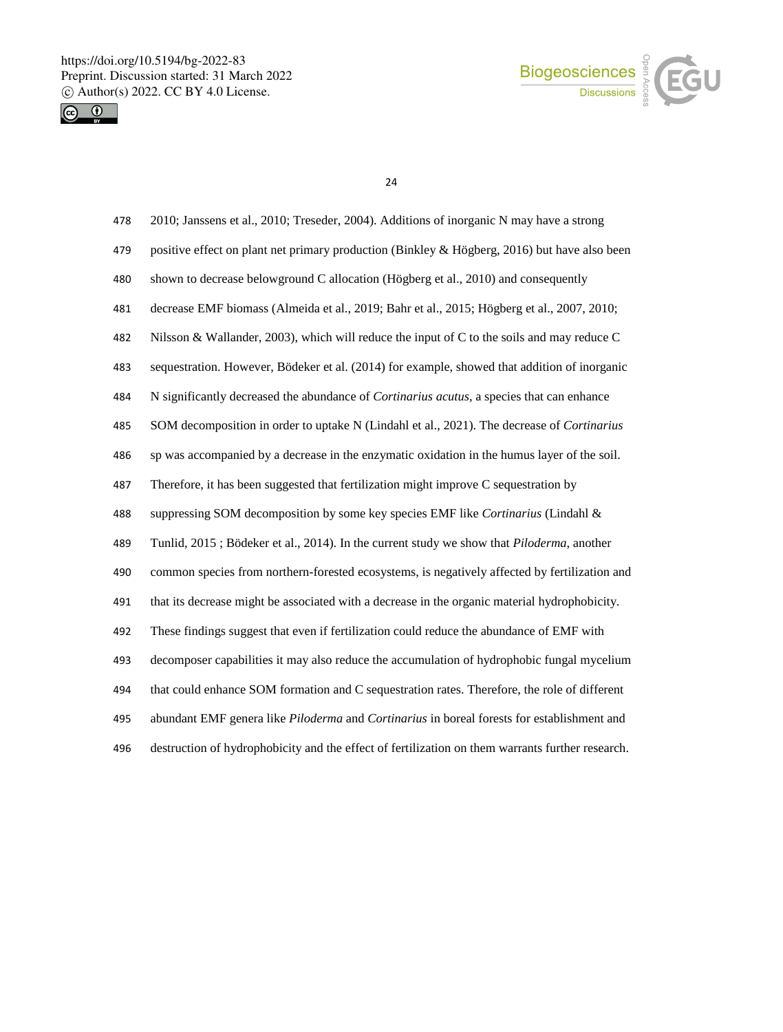2010; Janssens et al., 2010; Treseder, 2004). Additions of inorganic N may have a strong positive effect on plant net primary production (Binkley & Högberg, 2016) but have also been shown to decrease belowground C allocation (Högberg et al., 2010) and consequently decrease EMF biomass (Almeida et al., 2019; Bahr et al., 2015; Högberg et al., 2007, 2010; Nilsson & Wallander, 2003), which will reduce the input of C to the soils and may reduce C sequestration. However, Bödeker et al. (2014) for example, showed that addition of inorganic N significantly decreased the abundance of *Cortinarius acutus*, a species that can enhance SOM decomposition in order to uptake N (Lindahl et al., 2021). The decrease of *Cortinarius* sp was accompanied by a decrease in the enzymatic oxidation in the humus layer of the soil. Therefore, it has been suggested that fertilization might improve C sequestration by suppressing SOM decomposition by some key species EMF like *Cortinarius* (Lindahl & Tunlid, 2015 ; Bödeker et al., 2014). In the current study we show that *Piloderma*, another common species from northern-forested ecosystems, is negatively affected by fertilization and that its decrease might be associated with a decrease in the organic material hydrophobicity. These findings suggest that even if fertilization could reduce the abundance of EMF with decomposer capabilities it may also reduce the accumulation of hydrophobic fungal mycelium that could enhance SOM formation and C sequestration rates. Therefore, the role of different abundant EMF genera like *Piloderma* and *Cortinarius* in boreal forests for establishment and destruction of hydrophobicity and the effect of fertilization on them warrants further research.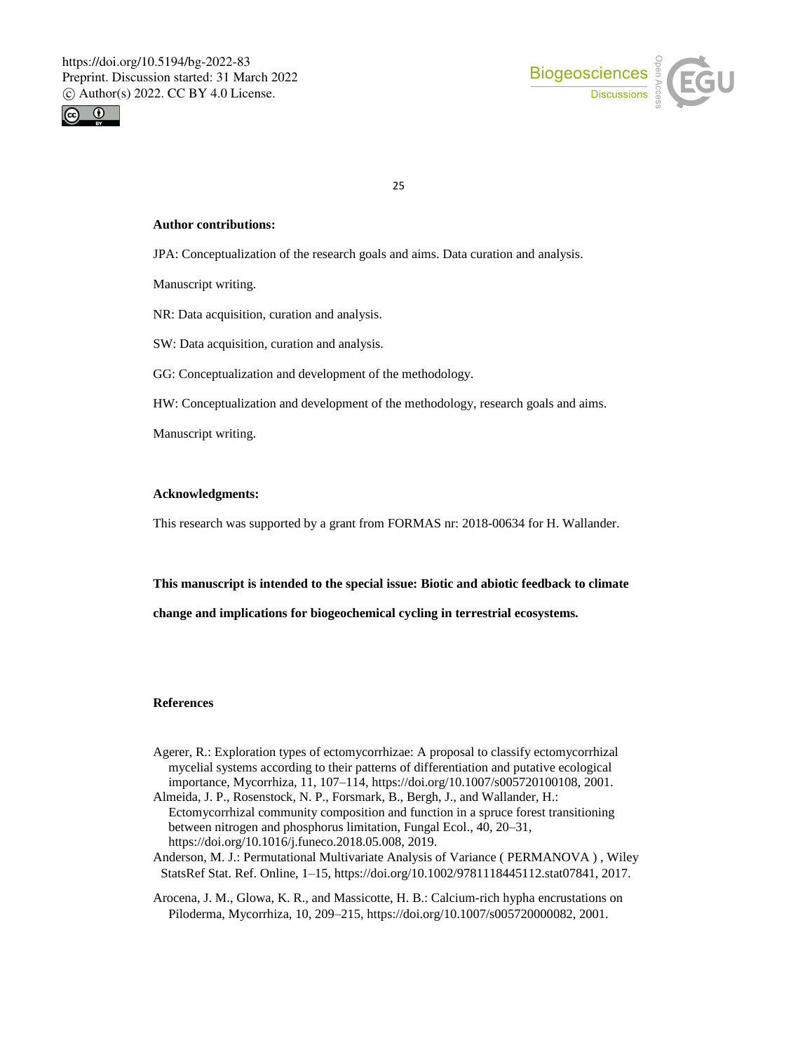**Author contributions:**

JPA: Conceptualization of the research goals and aims. Data curation and analysis.

Manuscript writing.

NR: Data acquisition, curation and analysis.

SW: Data acquisition, curation and analysis.

GG: Conceptualization and development of the methodology.

HW: Conceptualization and development of the methodology, research goals and aims.

Manuscript writing.

**Acknowledgments:**

This research was supported by a grant from FORMAS nr: 2018-00634 for H. Wallander.

**This manuscript is intended to the special issue: Biotic and abiotic feedback to climate change and implications for biogeochemical cycling in terrestrial ecosystems.**

**References**

Agerer, R.: Exploration types of ectomycorrhizae: A proposal to classify ectomycorrhizal mycelial systems according to their patterns of differentiation and putative ecological importance, Mycorrhiza, 11, 107–114, https://doi.org/10.1007/s005720100108, 2001.

Almeida, J. P., Rosenstock, N. P., Forsmark, B., Bergh, J., and Wallander, H.: Ectomycorrhizal community composition and function in a spruce forest transitioning between nitrogen and phosphorus limitation, Fungal Ecol., 40, 20–31, https://doi.org/10.1016/j.funeco.2018.05.008, 2019.

Anderson, M. J.: Permutational Multivariate Analysis of Variance ( PERMANOVA ) , Wiley StatsRef Stat. Ref. Online, 1–15, https://doi.org/10.1002/9781118445112.stat07841, 2017.

Arocena, J. M., Glowa, K. R., and Massicotte, H. B.: Calcium-rich hypha encrustations on Piloderma, Mycorrhiza, 10, 209–215, https://doi.org/10.1007/s005720000082, 2001.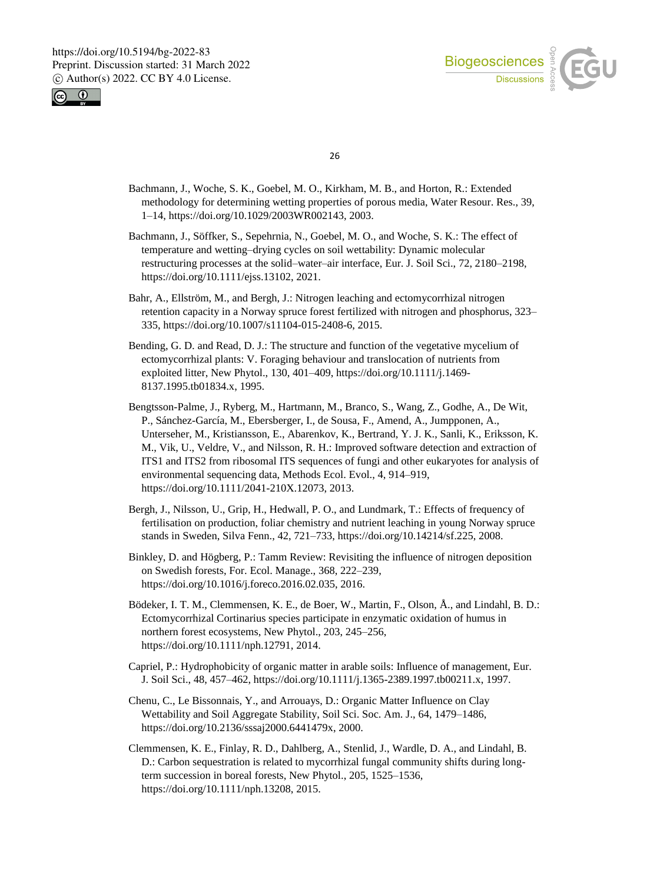Bachmann, J., Woche, S. K., Goebel, M. O., Kirkham, M. B., and Horton, R.: Extended methodology for determining wetting properties of porous media, Water Resour. Res., 39, 1–14, https://doi.org/10.1029/2003WR002143, 2003.

Bachmann, J., Söffker, S., Sepehrnia, N., Goebel, M. O., and Woche, S. K.: The effect of temperature and wetting–drying cycles on soil wettability: Dynamic molecular restructuring processes at the solid–water–air interface, Eur. J. Soil Sci., 72, 2180–2198, https://doi.org/10.1111/ejss.13102, 2021.

Bahr, A., Ellström, M., and Bergh, J.: Nitrogen leaching and ectomycorrhizal nitrogen retention capacity in a Norway spruce forest fertilized with nitrogen and phosphorus, 323–335, https://doi.org/10.1007/s11104-015-2408-6, 2015.

Bending, G. D. and Read, D. J.: The structure and function of the vegetative mycelium of ectomycorrhizal plants: V. Foraging behaviour and translocation of nutrients from exploited litter, New Phytol., 130, 401–409, https://doi.org/10.1111/j.1469-8137.1995.tb01834.x, 1995.

Bengtsson-Palme, J., Ryberg, M., Hartmann, M., Branco, S., Wang, Z., Godhe, A., De Wit, P., Sánchez-García, M., Ebersberger, I., de Sousa, F., Amend, A., Jumpponen, A., Unterseher, M., Kristiansson, E., Abarenkov, K., Bertrand, Y. J. K., Sanli, K., Eriksson, K. M., Vik, U., Veldre, V., and Nilsson, R. H.: Improved software detection and extraction of ITS1 and ITS2 from ribosomal ITS sequences of fungi and other eukaryotes for analysis of environmental sequencing data, Methods Ecol. Evol., 4, 914–919, https://doi.org/10.1111/2041-210X.12073, 2013.

Bergh, J., Nilsson, U., Grip, H., Hedwall, P. O., and Lundmark, T.: Effects of frequency of fertilisation on production, foliar chemistry and nutrient leaching in young Norway spruce stands in Sweden, Silva Fenn., 42, 721–733, https://doi.org/10.14214/sf.225, 2008.

Binkley, D. and Högberg, P.: Tamm Review: Revisiting the influence of nitrogen deposition on Swedish forests, For. Ecol. Manage., 368, 222–239, https://doi.org/10.1016/j.foreco.2016.02.035, 2016.

Bödeker, I. T. M., Clemmensen, K. E., de Boer, W., Martin, F., Olson, Å., and Lindahl, B. D.: Ectomycorrhizal Cortinarius species participate in enzymatic oxidation of humus in northern forest ecosystems, New Phytol., 203, 245–256, https://doi.org/10.1111/nph.12791, 2014.

Capriel, P.: Hydrophobicity of organic matter in arable soils: Influence of management, Eur. J. Soil Sci., 48, 457–462, https://doi.org/10.1111/j.1365-2389.1997.tb00211.x, 1997.

Chenu, C., Le Bissonnais, Y., and Arrouays, D.: Organic Matter Influence on Clay Wettability and Soil Aggregate Stability, Soil Sci. Soc. Am. J., 64, 1479–1486, https://doi.org/10.2136/sssaj2000.6441479x, 2000.

Clemmensen, K. E., Finlay, R. D., Dahlberg, A., Stenlid, J., Wardle, D. A., and Lindahl, B. D.: Carbon sequestration is related to mycorrhizal fungal community shifts during long-term succession in boreal forests, New Phytol., 205, 1525–1536, https://doi.org/10.1111/nph.13208, 2015.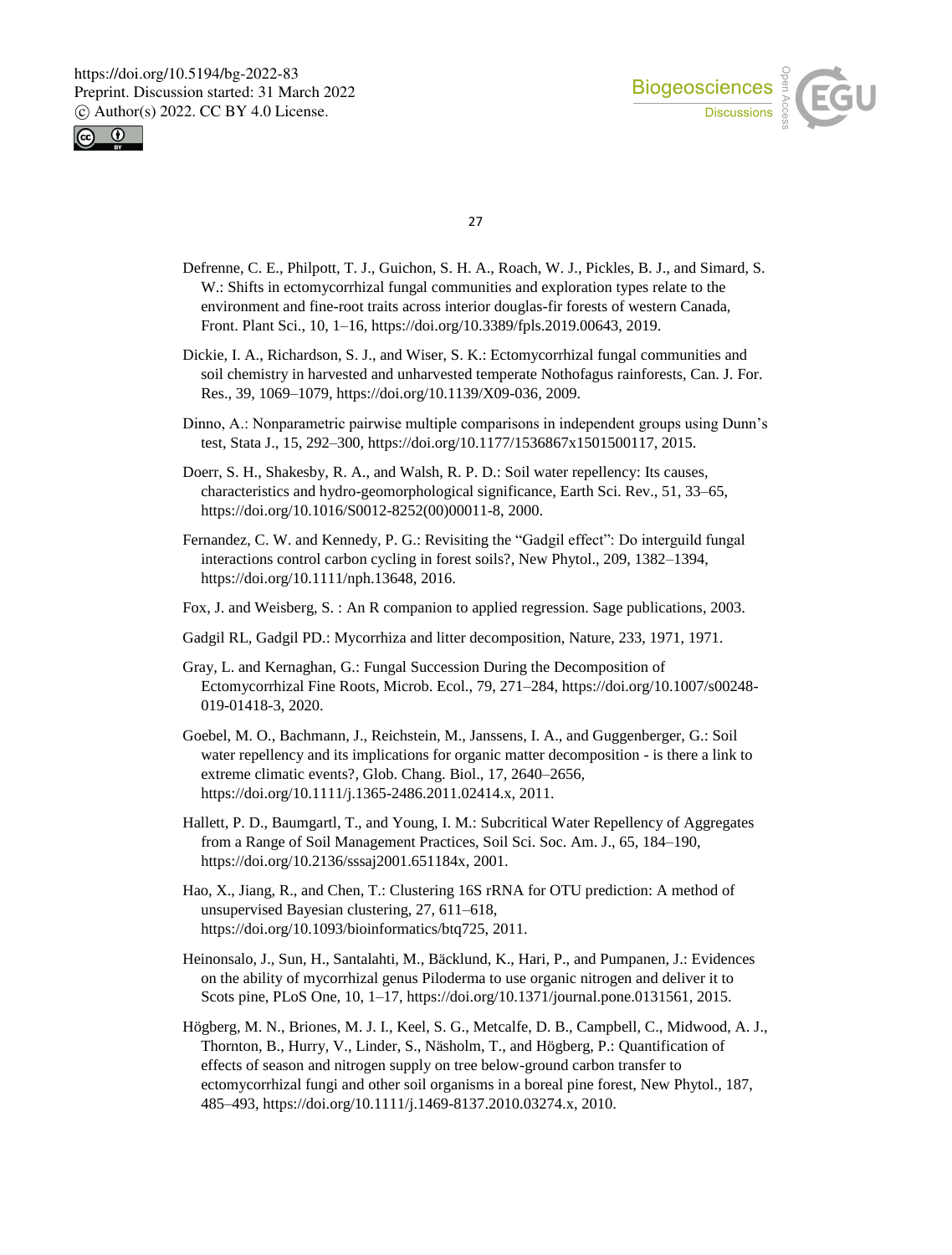Defrenne, C. E., Philpott, T. J., Guichon, S. H. A., Roach, W. J., Pickles, B. J., and Simard, S. W.: Shifts in ectomycorrhizal fungal communities and exploration types relate to the environment and fine-root traits across interior douglas-fir forests of western Canada, Front. Plant Sci., 10, 1–16, https://doi.org/10.3389/fpls.2019.00643, 2019.

Dickie, I. A., Richardson, S. J., and Wiser, S. K.: Ectomycorrhizal fungal communities and soil chemistry in harvested and unharvested temperate Nothofagus rainforests, Can. J. For. Res., 39, 1069–1079, https://doi.org/10.1139/X09-036, 2009.

Dinno, A.: Nonparametric pairwise multiple comparisons in independent groups using Dunn's test, Stata J., 15, 292–300, https://doi.org/10.1177/1536867x1501500117, 2015.

Doerr, S. H., Shakesby, R. A., and Walsh, R. P. D.: Soil water repellency: Its causes, characteristics and hydro-geomorphological significance, Earth Sci. Rev., 51, 33–65, https://doi.org/10.1016/S0012-8252(00)00011-8, 2000.

Fernandez, C. W. and Kennedy, P. G.: Revisiting the "Gadgil effect": Do interguild fungal interactions control carbon cycling in forest soils?, New Phytol., 209, 1382–1394, https://doi.org/10.1111/nph.13648, 2016.

Fox, J. and Weisberg, S. : An R companion to applied regression. Sage publications, 2003.

Gadgil RL, Gadgil PD.: Mycorrhiza and litter decomposition, Nature, 233, 1971, 1971.

Gray, L. and Kernaghan, G.: Fungal Succession During the Decomposition of Ectomycorrhizal Fine Roots, Microb. Ecol., 79, 271–284, https://doi.org/10.1007/s00248-019-01418-3, 2020.

Goebel, M. O., Bachmann, J., Reichstein, M., Janssens, I. A., and Guggenberger, G.: Soil water repellency and its implications for organic matter decomposition - is there a link to extreme climatic events?, Glob. Chang. Biol., 17, 2640–2656, https://doi.org/10.1111/j.1365-2486.2011.02414.x, 2011.

Hallett, P. D., Baumgartl, T., and Young, I. M.: Subcritical Water Repellency of Aggregates from a Range of Soil Management Practices, Soil Sci. Soc. Am. J., 65, 184–190, https://doi.org/10.2136/sssaj2001.651184x, 2001.

Hao, X., Jiang, R., and Chen, T.: Clustering 16S rRNA for OTU prediction: A method of unsupervised Bayesian clustering, 27, 611–618, https://doi.org/10.1093/bioinformatics/btq725, 2011.

Heinonsalo, J., Sun, H., Santalahti, M., Bäcklund, K., Hari, P., and Pumpanen, J.: Evidences on the ability of mycorrhizal genus Piloderma to use organic nitrogen and deliver it to Scots pine, PLoS One, 10, 1–17, https://doi.org/10.1371/journal.pone.0131561, 2015.

Högberg, M. N., Briones, M. J. I., Keel, S. G., Metcalfe, D. B., Campbell, C., Midwood, A. J., Thornton, B., Hurry, V., Linder, S., Näsholm, T., and Högberg, P.: Quantification of effects of season and nitrogen supply on tree below-ground carbon transfer to ectomycorrhizal fungi and other soil organisms in a boreal pine forest, New Phytol., 187, 485–493, https://doi.org/10.1111/j.1469-8137.2010.03274.x, 2010.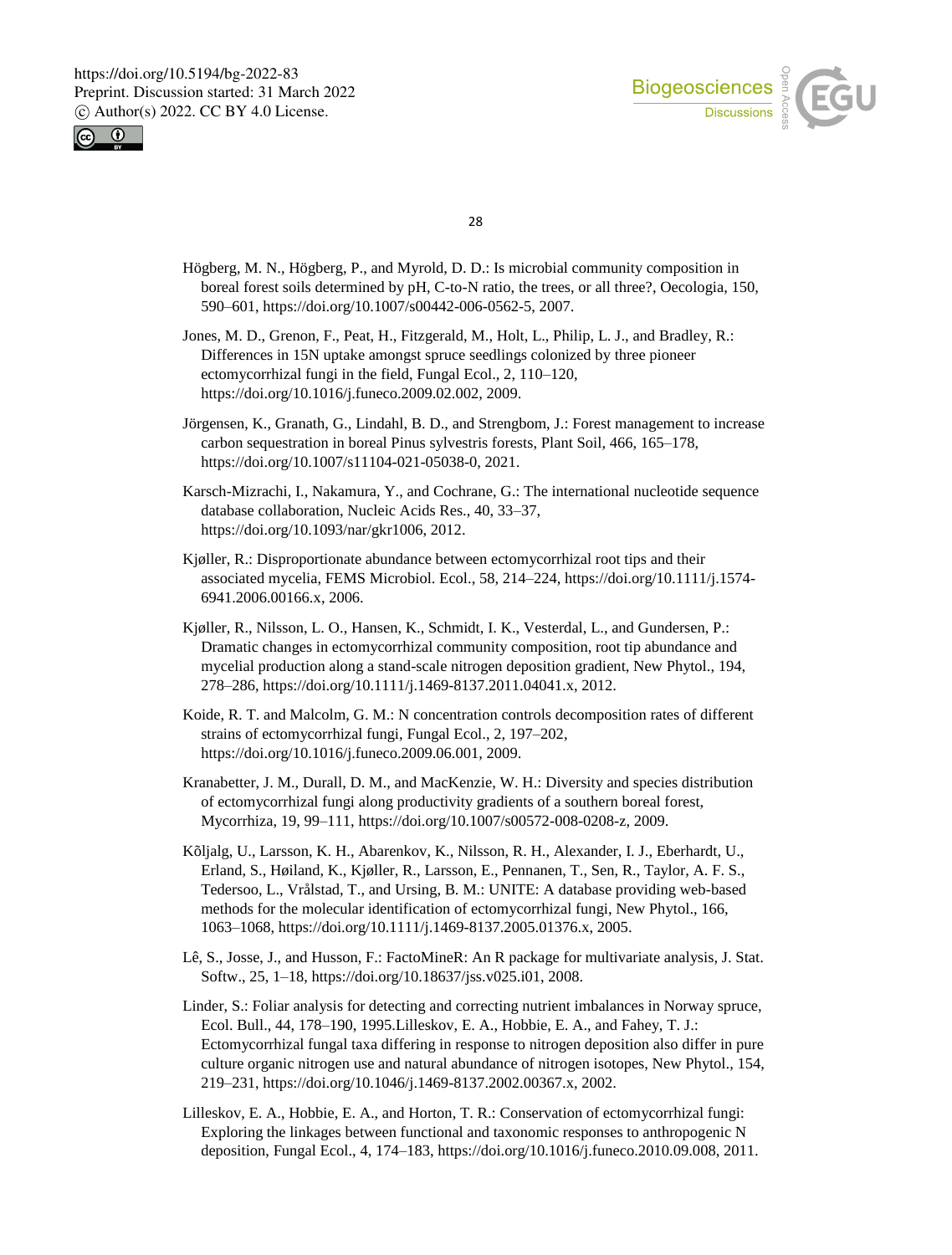Högberg, M. N., Högberg, P., and Myrold, D. D.: Is microbial community composition in boreal forest soils determined by pH, C-to-N ratio, the trees, or all three?, Oecologia, 150, 590–601, https://doi.org/10.1007/s00442-006-0562-5, 2007.

Jones, M. D., Grenon, F., Peat, H., Fitzgerald, M., Holt, L., Philip, L. J., and Bradley, R.: Differences in 15N uptake amongst spruce seedlings colonized by three pioneer ectomycorrhizal fungi in the field, Fungal Ecol., 2, 110–120, https://doi.org/10.1016/j.funeco.2009.02.002, 2009.

Jörgensen, K., Granath, G., Lindahl, B. D., and Strengbom, J.: Forest management to increase carbon sequestration in boreal Pinus sylvestris forests, Plant Soil, 466, 165–178, https://doi.org/10.1007/s11104-021-05038-0, 2021.

Karsch-Mizrachi, I., Nakamura, Y., and Cochrane, G.: The international nucleotide sequence database collaboration, Nucleic Acids Res., 40, 33–37, https://doi.org/10.1093/nar/gkr1006, 2012.

Kjøller, R.: Disproportionate abundance between ectomycorrhizal root tips and their associated mycelia, FEMS Microbiol. Ecol., 58, 214–224, https://doi.org/10.1111/j.1574-6941.2006.00166.x, 2006.

Kjøller, R., Nilsson, L. O., Hansen, K., Schmidt, I. K., Vesterdal, L., and Gundersen, P.: Dramatic changes in ectomycorrhizal community composition, root tip abundance and mycelial production along a stand-scale nitrogen deposition gradient, New Phytol., 194, 278–286, https://doi.org/10.1111/j.1469-8137.2011.04041.x, 2012.

Koide, R. T. and Malcolm, G. M.: N concentration controls decomposition rates of different strains of ectomycorrhizal fungi, Fungal Ecol., 2, 197–202, https://doi.org/10.1016/j.funeco.2009.06.001, 2009.

Kranabetter, J. M., Durall, D. M., and MacKenzie, W. H.: Diversity and species distribution of ectomycorrhizal fungi along productivity gradients of a southern boreal forest, Mycorrhiza, 19, 99–111, https://doi.org/10.1007/s00572-008-0208-z, 2009.

Kõljalg, U., Larsson, K. H., Abarenkov, K., Nilsson, R. H., Alexander, I. J., Eberhardt, U., Erland, S., Høiland, K., Kjøller, R., Larsson, E., Pennanen, T., Sen, R., Taylor, A. F. S., Tedersoo, L., Vrålstad, T., and Ursing, B. M.: UNITE: A database providing web-based methods for the molecular identification of ectomycorrhizal fungi, New Phytol., 166, 1063–1068, https://doi.org/10.1111/j.1469-8137.2005.01376.x, 2005.

Lê, S., Josse, J., and Husson, F.: FactoMineR: An R package for multivariate analysis, J. Stat. Softw., 25, 1–18, https://doi.org/10.18637/jss.v025.i01, 2008.

Linder, S.: Foliar analysis for detecting and correcting nutrient imbalances in Norway spruce, Ecol. Bull., 44, 178–190, 1995.Lilleskov, E. A., Hobbie, E. A., and Fahey, T. J.: Ectomycorrhizal fungal taxa differing in response to nitrogen deposition also differ in pure culture organic nitrogen use and natural abundance of nitrogen isotopes, New Phytol., 154, 219–231, https://doi.org/10.1046/j.1469-8137.2002.00367.x, 2002.

Lilleskov, E. A., Hobbie, E. A., and Horton, T. R.: Conservation of ectomycorrhizal fungi: Exploring the linkages between functional and taxonomic responses to anthropogenic N deposition, Fungal Ecol., 4, 174–183, https://doi.org/10.1016/j.funeco.2010.09.008, 2011.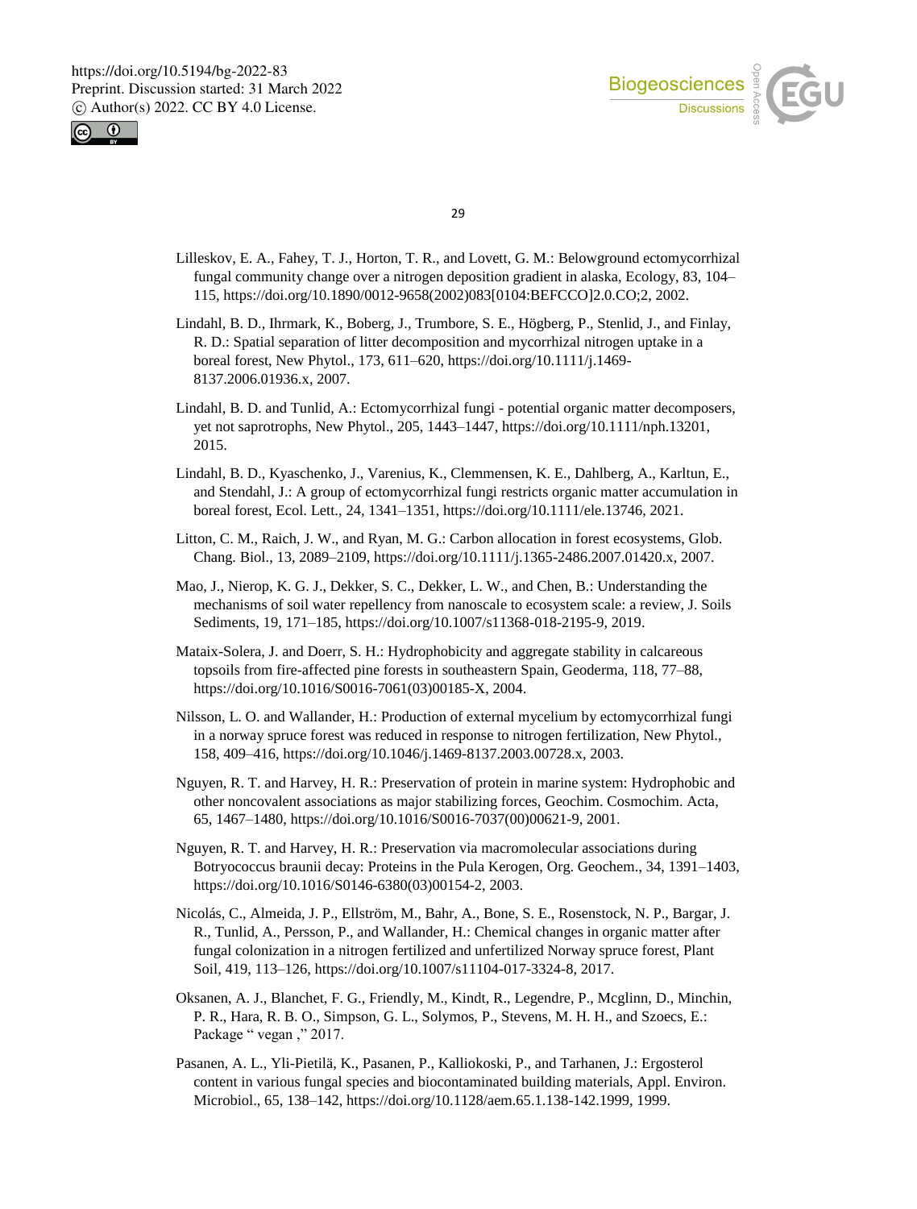Lilleskov, E. A., Fahey, T. J., Horton, T. R., and Lovett, G. M.: Belowground ectomycorrhizal fungal community change over a nitrogen deposition gradient in alaska, Ecology, 83, 104–115, https://doi.org/10.1890/0012-9658(2002)083[0104:BEFCCO]2.0.CO;2, 2002.

Lindahl, B. D., Ihrmark, K., Boberg, J., Trumbore, S. E., Högberg, P., Stenlid, J., and Finlay, R. D.: Spatial separation of litter decomposition and mycorrhizal nitrogen uptake in a boreal forest, New Phytol., 173, 611–620, https://doi.org/10.1111/j.1469-8137.2006.01936.x, 2007.

Lindahl, B. D. and Tunlid, A.: Ectomycorrhizal fungi - potential organic matter decomposers, yet not saprotrophs, New Phytol., 205, 1443–1447, https://doi.org/10.1111/nph.13201, 2015.

Lindahl, B. D., Kyaschenko, J., Varenius, K., Clemmensen, K. E., Dahlberg, A., Karltun, E., and Stendahl, J.: A group of ectomycorrhizal fungi restricts organic matter accumulation in boreal forest, Ecol. Lett., 24, 1341–1351, https://doi.org/10.1111/ele.13746, 2021.

Litton, C. M., Raich, J. W., and Ryan, M. G.: Carbon allocation in forest ecosystems, Glob. Chang. Biol., 13, 2089–2109, https://doi.org/10.1111/j.1365-2486.2007.01420.x, 2007.

Mao, J., Nierop, K. G. J., Dekker, S. C., Dekker, L. W., and Chen, B.: Understanding the mechanisms of soil water repellency from nanoscale to ecosystem scale: a review, J. Soils Sediments, 19, 171–185, https://doi.org/10.1007/s11368-018-2195-9, 2019.

Mataix-Solera, J. and Doerr, S. H.: Hydrophobicity and aggregate stability in calcareous topsoils from fire-affected pine forests in southeastern Spain, Geoderma, 118, 77–88, https://doi.org/10.1016/S0016-7061(03)00185-X, 2004.

Nilsson, L. O. and Wallander, H.: Production of external mycelium by ectomycorrhizal fungi in a norway spruce forest was reduced in response to nitrogen fertilization, New Phytol., 158, 409–416, https://doi.org/10.1046/j.1469-8137.2003.00728.x, 2003.

Nguyen, R. T. and Harvey, H. R.: Preservation of protein in marine system: Hydrophobic and other noncovalent associations as major stabilizing forces, Geochim. Cosmochim. Acta, 65, 1467–1480, https://doi.org/10.1016/S0016-7037(00)00621-9, 2001.

Nguyen, R. T. and Harvey, H. R.: Preservation via macromolecular associations during Botryococcus braunii decay: Proteins in the Pula Kerogen, Org. Geochem., 34, 1391–1403, https://doi.org/10.1016/S0146-6380(03)00154-2, 2003.

Nicolás, C., Almeida, J. P., Ellström, M., Bahr, A., Bone, S. E., Rosenstock, N. P., Bargar, J. R., Tunlid, A., Persson, P., and Wallander, H.: Chemical changes in organic matter after fungal colonization in a nitrogen fertilized and unfertilized Norway spruce forest, Plant Soil, 419, 113–126, https://doi.org/10.1007/s11104-017-3324-8, 2017.

Oksanen, A. J., Blanchet, F. G., Friendly, M., Kindt, R., Legendre, P., Mcglinn, D., Minchin, P. R., Hara, R. B. O., Simpson, G. L., Solymos, P., Stevens, M. H. H., and Szoecs, E.: Package " vegan ," 2017.

Pasanen, A. L., Yli-Pietilä, K., Pasanen, P., Kalliokoski, P., and Tarhanen, J.: Ergosterol content in various fungal species and biocontaminated building materials, Appl. Environ. Microbiol., 65, 138–142, https://doi.org/10.1128/aem.65.1.138-142.1999, 1999.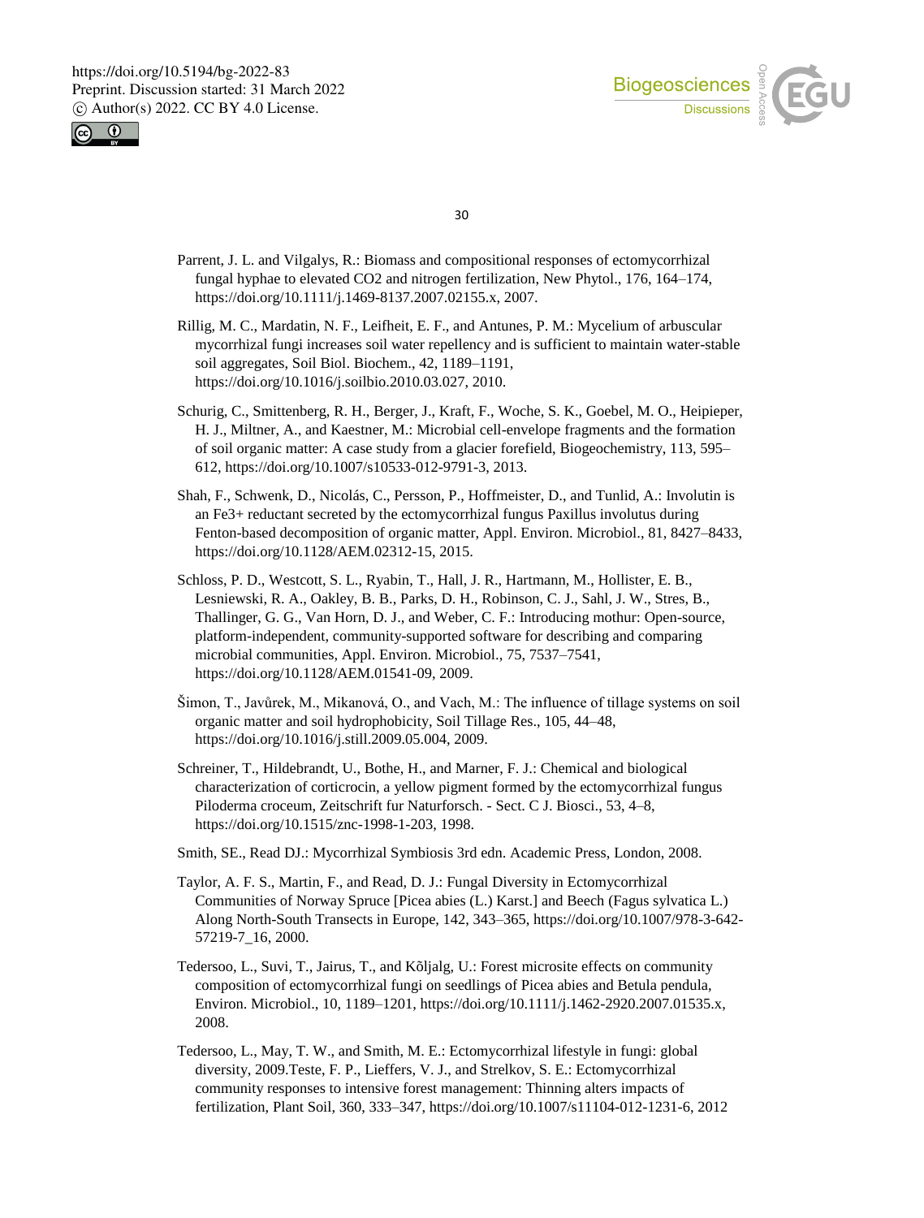Parrent, J. L. and Vilgalys, R.: Biomass and compositional responses of ectomycorrhizal fungal hyphae to elevated CO2 and nitrogen fertilization, New Phytol., 176, 164–174, https://doi.org/10.1111/j.1469-8137.2007.02155.x, 2007.

Rillig, M. C., Mardatin, N. F., Leifheit, E. F., and Antunes, P. M.: Mycelium of arbuscular mycorrhizal fungi increases soil water repellency and is sufficient to maintain water-stable soil aggregates, Soil Biol. Biochem., 42, 1189–1191, https://doi.org/10.1016/j.soilbio.2010.03.027, 2010.

Schurig, C., Smittenberg, R. H., Berger, J., Kraft, F., Woche, S. K., Goebel, M. O., Heipieper, H. J., Miltner, A., and Kaestner, M.: Microbial cell-envelope fragments and the formation of soil organic matter: A case study from a glacier forefield, Biogeochemistry, 113, 595–612, https://doi.org/10.1007/s10533-012-9791-3, 2013.

Shah, F., Schwenk, D., Nicolás, C., Persson, P., Hoffmeister, D., and Tunlid, A.: Involutin is an Fe3+ reductant secreted by the ectomycorrhizal fungus Paxillus involutus during Fenton-based decomposition of organic matter, Appl. Environ. Microbiol., 81, 8427–8433, https://doi.org/10.1128/AEM.02312-15, 2015.

Schloss, P. D., Westcott, S. L., Ryabin, T., Hall, J. R., Hartmann, M., Hollister, E. B., Lesniewski, R. A., Oakley, B. B., Parks, D. H., Robinson, C. J., Sahl, J. W., Stres, B., Thallinger, G. G., Van Horn, D. J., and Weber, C. F.: Introducing mothur: Open-source, platform-independent, community-supported software for describing and comparing microbial communities, Appl. Environ. Microbiol., 75, 7537–7541, https://doi.org/10.1128/AEM.01541-09, 2009.

Šimon, T., Javůrek, M., Mikanová, O., and Vach, M.: The influence of tillage systems on soil organic matter and soil hydrophobicity, Soil Tillage Res., 105, 44–48, https://doi.org/10.1016/j.still.2009.05.004, 2009.

Schreiner, T., Hildebrandt, U., Bothe, H., and Marner, F. J.: Chemical and biological characterization of corticrocin, a yellow pigment formed by the ectomycorrhizal fungus Piloderma croceum, Zeitschrift fur Naturforsch. - Sect. C J. Biosci., 53, 4–8, https://doi.org/10.1515/znc-1998-1-203, 1998.

Smith, SE., Read DJ.: Mycorrhizal Symbiosis 3rd edn. Academic Press, London, 2008.

Taylor, A. F. S., Martin, F., and Read, D. J.: Fungal Diversity in Ectomycorrhizal Communities of Norway Spruce [Picea abies (L.) Karst.] and Beech (Fagus sylvatica L.) Along North-South Transects in Europe, 142, 343–365, https://doi.org/10.1007/978-3-642-57219-7_16, 2000.

Tedersoo, L., Suvi, T., Jairus, T., and Kõljalg, U.: Forest microsite effects on community composition of ectomycorrhizal fungi on seedlings of Picea abies and Betula pendula, Environ. Microbiol., 10, 1189–1201, https://doi.org/10.1111/j.1462-2920.2007.01535.x, 2008.

Tedersoo, L., May, T. W., and Smith, M. E.: Ectomycorrhizal lifestyle in fungi: global diversity, 2009.Teste, F. P., Lieffers, V. J., and Strelkov, S. E.: Ectomycorrhizal community responses to intensive forest management: Thinning alters impacts of fertilization, Plant Soil, 360, 333–347, https://doi.org/10.1007/s11104-012-1231-6, 2012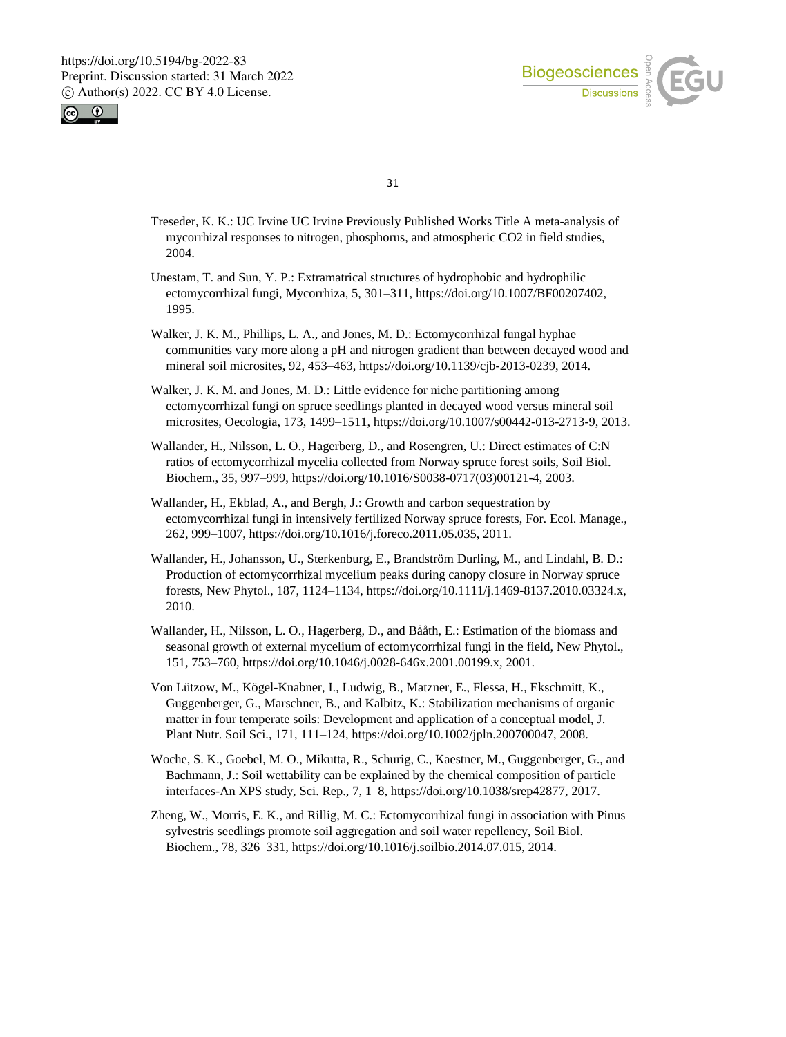Treseder, K. K.: UC Irvine UC Irvine Previously Published Works Title A meta-analysis of mycorrhizal responses to nitrogen, phosphorus, and atmospheric CO2 in field studies, 2004.

Unestam, T. and Sun, Y. P.: Extramatrical structures of hydrophobic and hydrophilic ectomycorrhizal fungi, Mycorrhiza, 5, 301–311, https://doi.org/10.1007/BF00207402, 1995.

Walker, J. K. M., Phillips, L. A., and Jones, M. D.: Ectomycorrhizal fungal hyphae communities vary more along a pH and nitrogen gradient than between decayed wood and mineral soil microsites, 92, 453–463, https://doi.org/10.1139/cjb-2013-0239, 2014.

Walker, J. K. M. and Jones, M. D.: Little evidence for niche partitioning among ectomycorrhizal fungi on spruce seedlings planted in decayed wood versus mineral soil microsites, Oecologia, 173, 1499–1511, https://doi.org/10.1007/s00442-013-2713-9, 2013.

Wallander, H., Nilsson, L. O., Hagerberg, D., and Rosengren, U.: Direct estimates of C:N ratios of ectomycorrhizal mycelia collected from Norway spruce forest soils, Soil Biol. Biochem., 35, 997–999, https://doi.org/10.1016/S0038-0717(03)00121-4, 2003.

Wallander, H., Ekblad, A., and Bergh, J.: Growth and carbon sequestration by ectomycorrhizal fungi in intensively fertilized Norway spruce forests, For. Ecol. Manage., 262, 999–1007, https://doi.org/10.1016/j.foreco.2011.05.035, 2011.

Wallander, H., Johansson, U., Sterkenburg, E., Brandström Durling, M., and Lindahl, B. D.: Production of ectomycorrhizal mycelium peaks during canopy closure in Norway spruce forests, New Phytol., 187, 1124–1134, https://doi.org/10.1111/j.1469-8137.2010.03324.x, 2010.

Wallander, H., Nilsson, L. O., Hagerberg, D., and Bååth, E.: Estimation of the biomass and seasonal growth of external mycelium of ectomycorrhizal fungi in the field, New Phytol., 151, 753–760, https://doi.org/10.1046/j.0028-646x.2001.00199.x, 2001.

Von Lützow, M., Kögel-Knabner, I., Ludwig, B., Matzner, E., Flessa, H., Ekschmitt, K., Guggenberger, G., Marschner, B., and Kalbitz, K.: Stabilization mechanisms of organic matter in four temperate soils: Development and application of a conceptual model, J. Plant Nutr. Soil Sci., 171, 111–124, https://doi.org/10.1002/jpln.200700047, 2008.

Woche, S. K., Goebel, M. O., Mikutta, R., Schurig, C., Kaestner, M., Guggenberger, G., and Bachmann, J.: Soil wettability can be explained by the chemical composition of particle interfaces-An XPS study, Sci. Rep., 7, 1–8, https://doi.org/10.1038/srep42877, 2017.

Zheng, W., Morris, E. K., and Rillig, M. C.: Ectomycorrhizal fungi in association with Pinus sylvestris seedlings promote soil aggregation and soil water repellency, Soil Biol. Biochem., 78, 326–331, https://doi.org/10.1016/j.soilbio.2014.07.015, 2014.